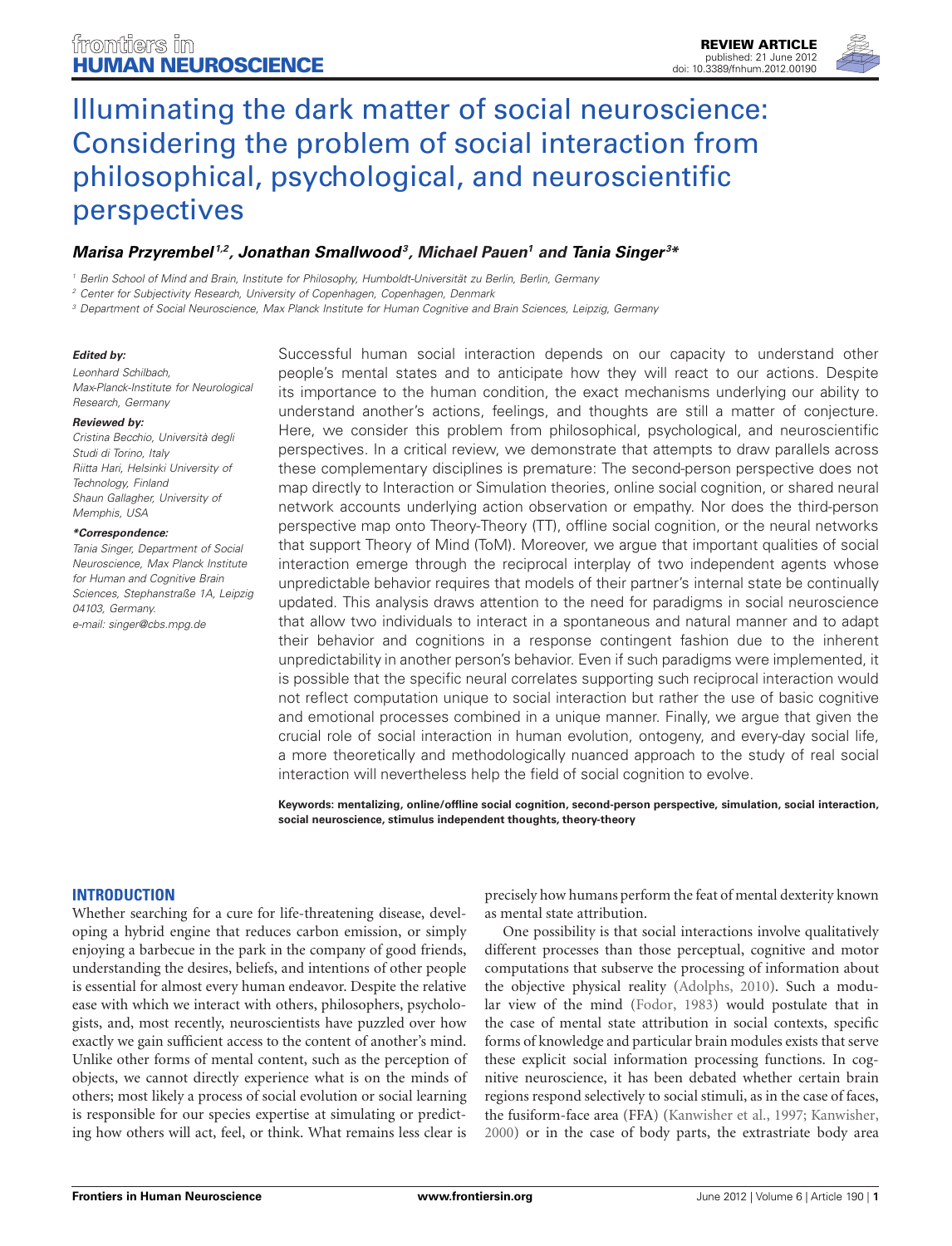REVIEW ARTICLE
published: 21 June 2012
doi: 10.3389/fnhum.2012.00190

# Illuminating the dark matter of social neuroscience: Considering the problem of social interaction from philosophical, psychological, and neuroscientific perspectives

***Marisa Przyrembel[1,2], Jonathan Smallwood[3], Michael Pauen[1] and Tania Singer[3]****

[1] Berlin School of Mind and Brain, Institute for Philosophy, Humboldt-Universität zu Berlin, Berlin, Germany
[2] Center for Subjectivity Research, University of Copenhagen, Copenhagen, Denmark
[3] Department of Social Neuroscience, Max Planck Institute for Human Cognitive and Brain Sciences, Leipzig, Germany

***Edited by:***
*Leonhard Schilbach, Max-Planck-Institute for Neurological Research, Germany*

***Reviewed by:***
*Cristina Becchio, Università degli Studi di Torino, Italy*
*Riitta Hari, Helsinki University of Technology, Finland*
*Shaun Gallagher, University of Memphis, USA*

***\*Correspondence:***
*Tania Singer, Department of Social Neuroscience, Max Planck Institute for Human and Cognitive Brain Sciences, Stephanstraße 1A, Leipzig 04103, Germany.*
*e-mail: singer@cbs.mpg.de*

Successful human social interaction depends on our capacity to understand other people's mental states and to anticipate how they will react to our actions. Despite its importance to the human condition, the exact mechanisms underlying our ability to understand another's actions, feelings, and thoughts are still a matter of conjecture. Here, we consider this problem from philosophical, psychological, and neuroscientific perspectives. In a critical review, we demonstrate that attempts to draw parallels across these complementary disciplines is premature: The second-person perspective does not map directly to Interaction or Simulation theories, online social cognition, or shared neural network accounts underlying action observation or empathy. Nor does the third-person perspective map onto Theory-Theory (TT), offline social cognition, or the neural networks that support Theory of Mind (ToM). Moreover, we argue that important qualities of social interaction emerge through the reciprocal interplay of two independent agents whose unpredictable behavior requires that models of their partner's internal state be continually updated. This analysis draws attention to the need for paradigms in social neuroscience that allow two individuals to interact in a spontaneous and natural manner and to adapt their behavior and cognitions in a response contingent fashion due to the inherent unpredictability in another person's behavior. Even if such paradigms were implemented, it is possible that the specific neural correlates supporting such reciprocal interaction would not reflect computation unique to social interaction but rather the use of basic cognitive and emotional processes combined in a unique manner. Finally, we argue that given the crucial role of social interaction in human evolution, ontogeny, and every-day social life, a more theoretically and methodologically nuanced approach to the study of real social interaction will nevertheless help the field of social cognition to evolve.

**Keywords: mentalizing, online/offline social cognition, second-person perspective, simulation, social interaction, social neuroscience, stimulus independent thoughts, theory-theory**

## INTRODUCTION

Whether searching for a cure for life-threatening disease, developing a hybrid engine that reduces carbon emission, or simply enjoying a barbecue in the park in the company of good friends, understanding the desires, beliefs, and intentions of other people is essential for almost every human endeavor. Despite the relative ease with which we interact with others, philosophers, psychologists, and, most recently, neuroscientists have puzzled over how exactly we gain sufficient access to the content of another's mind. Unlike other forms of mental content, such as the perception of objects, we cannot directly experience what is on the minds of others; most likely a process of social evolution or social learning is responsible for our species expertise at simulating or predicting how others will act, feel, or think. What remains less clear is precisely how humans perform the feat of mental dexterity known as mental state attribution.

One possibility is that social interactions involve qualitatively different processes than those perceptual, cognitive and motor computations that subserve the processing of information about the objective physical reality (Adolphs, 2010). Such a modular view of the mind (Fodor, 1983) would postulate that in the case of mental state attribution in social contexts, specific forms of knowledge and particular brain modules exists that serve these explicit social information processing functions. In cognitive neuroscience, it has been debated whether certain brain regions respond selectively to social stimuli, as in the case of faces, the fusiform-face area (FFA) (Kanwisher et al., 1997; Kanwisher, 2000) or in the case of body parts, the extrastriate body area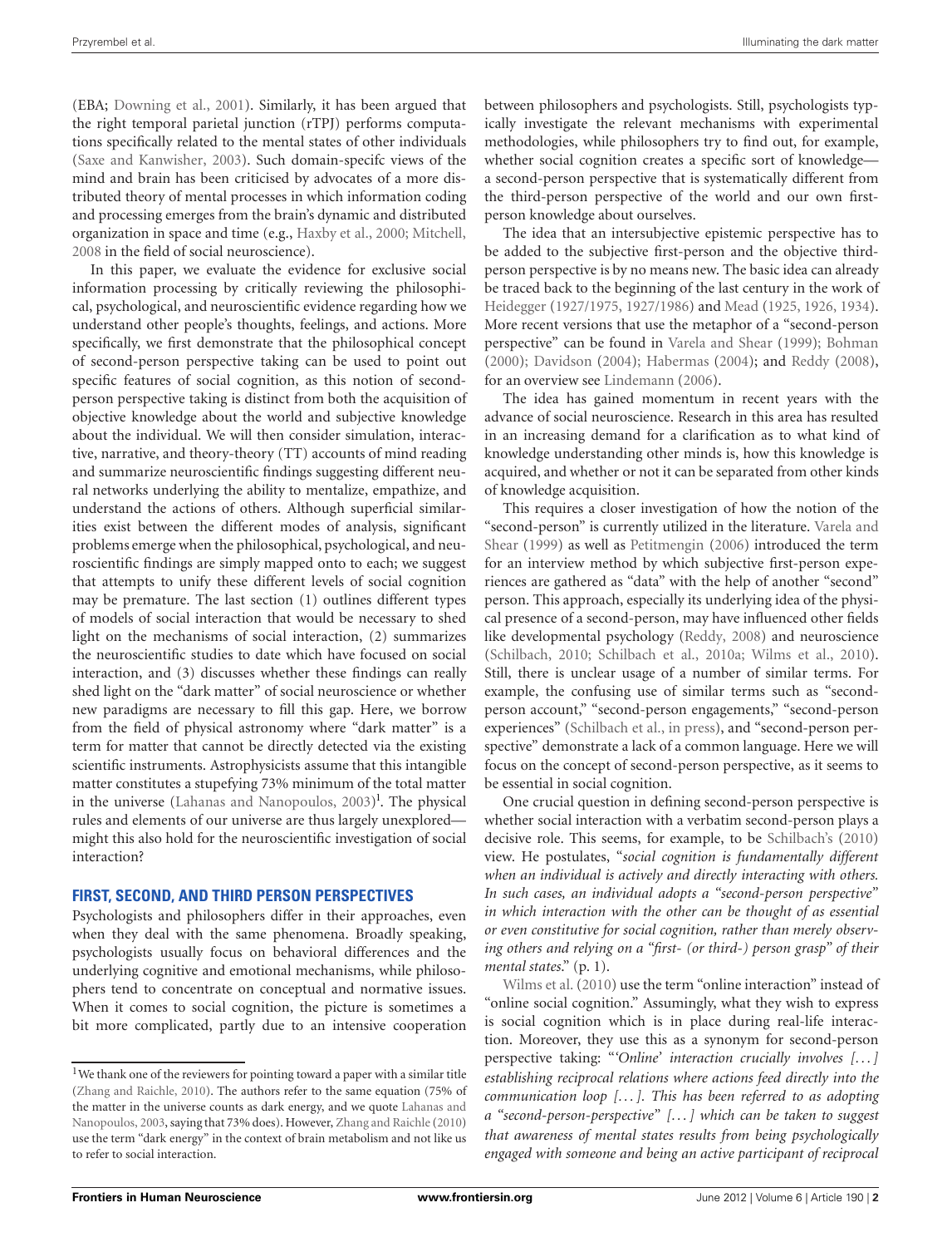(EBA; Downing et al., 2001). Similarly, it has been argued that the right temporal parietal junction (rTPJ) performs computations specifically related to the mental states of other individuals (Saxe and Kanwisher, 2003). Such domain-specifc views of the mind and brain has been criticised by advocates of a more distributed theory of mental processes in which information coding and processing emerges from the brain's dynamic and distributed organization in space and time (e.g., Haxby et al., 2000; Mitchell, 2008 in the field of social neuroscience).

In this paper, we evaluate the evidence for exclusive social information processing by critically reviewing the philosophical, psychological, and neuroscientific evidence regarding how we understand other people's thoughts, feelings, and actions. More specifically, we first demonstrate that the philosophical concept of second-person perspective taking can be used to point out specific features of social cognition, as this notion of second-person perspective taking is distinct from both the acquisition of objective knowledge about the world and subjective knowledge about the individual. We will then consider simulation, interactive, narrative, and theory-theory (TT) accounts of mind reading and summarize neuroscientific findings suggesting different neural networks underlying the ability to mentalize, empathize, and understand the actions of others. Although superficial similarities exist between the different modes of analysis, significant problems emerge when the philosophical, psychological, and neuroscientific findings are simply mapped onto to each; we suggest that attempts to unify these different levels of social cognition may be premature. The last section (1) outlines different types of models of social interaction that would be necessary to shed light on the mechanisms of social interaction, (2) summarizes the neuroscientific studies to date which have focused on social interaction, and (3) discusses whether these findings can really shed light on the "dark matter" of social neuroscience or whether new paradigms are necessary to fill this gap. Here, we borrow from the field of physical astronomy where "dark matter" is a term for matter that cannot be directly detected via the existing scientific instruments. Astrophysicists assume that this intangible matter constitutes a stupefying 73% minimum of the total matter in the universe (Lahanas and Nanopoulos, 2003)[1]. The physical rules and elements of our universe are thus largely unexplored—might this also hold for the neuroscientific investigation of social interaction?

## FIRST, SECOND, AND THIRD PERSON PERSPECTIVES

Psychologists and philosophers differ in their approaches, even when they deal with the same phenomena. Broadly speaking, psychologists usually focus on behavioral differences and the underlying cognitive and emotional mechanisms, while philosophers tend to concentrate on conceptual and normative issues. When it comes to social cognition, the picture is sometimes a bit more complicated, partly due to an intensive cooperation between philosophers and psychologists. Still, psychologists typically investigate the relevant mechanisms with experimental methodologies, while philosophers try to find out, for example, whether social cognition creates a specific sort of knowledge—a second-person perspective that is systematically different from the third-person perspective of the world and our own first-person knowledge about ourselves.

The idea that an intersubjective epistemic perspective has to be added to the subjective first-person and the objective third-person perspective is by no means new. The basic idea can already be traced back to the beginning of the last century in the work of Heidegger (1927/1975, 1927/1986) and Mead (1925, 1926, 1934). More recent versions that use the metaphor of a "second-person perspective" can be found in Varela and Shear (1999); Bohman (2000); Davidson (2004); Habermas (2004); and Reddy (2008), for an overview see Lindemann (2006).

The idea has gained momentum in recent years with the advance of social neuroscience. Research in this area has resulted in an increasing demand for a clarification as to what kind of knowledge understanding other minds is, how this knowledge is acquired, and whether or not it can be separated from other kinds of knowledge acquisition.

This requires a closer investigation of how the notion of the "second-person" is currently utilized in the literature. Varela and Shear (1999) as well as Petitmengin (2006) introduced the term for an interview method by which subjective first-person experiences are gathered as "data" with the help of another "second" person. This approach, especially its underlying idea of the physical presence of a second-person, may have influenced other fields like developmental psychology (Reddy, 2008) and neuroscience (Schilbach, 2010; Schilbach et al., 2010a; Wilms et al., 2010). Still, there is unclear usage of a number of similar terms. For example, the confusing use of similar terms such as "second-person account," "second-person engagements," "second-person experiences" (Schilbach et al., in press), and "second-person perspective" demonstrate a lack of a common language. Here we will focus on the concept of second-person perspective, as it seems to be essential in social cognition.

One crucial question in defining second-person perspective is whether social interaction with a verbatim second-person plays a decisive role. This seems, for example, to be Schilbach's (2010) view. He postulates, "*social cognition is fundamentally different when an individual is actively and directly interacting with others. In such cases, an individual adopts a "second-person perspective" in which interaction with the other can be thought of as essential or even constitutive for social cognition, rather than merely observing others and relying on a "first- (or third-) person grasp" of their mental states*." (p. 1).

Wilms et al. (2010) use the term "online interaction" instead of "online social cognition." Assumingly, what they wish to express is social cognition which is in place during real-life interaction. Moreover, they use this as a synonym for second-person perspective taking: "'*Online' interaction crucially involves [...] establishing reciprocal relations where actions feed directly into the communication loop [...]. This has been referred to as adopting a "second-person-perspective" [...] which can be taken to suggest that awareness of mental states results from being psychologically engaged with someone and being an active participant of reciprocal*

[1]We thank one of the reviewers for pointing toward a paper with a similar title (Zhang and Raichle, 2010). The authors refer to the same equation (75% of the matter in the universe counts as dark energy, and we quote Lahanas and Nanopoulos, 2003, saying that 73% does). However, Zhang and Raichle (2010) use the term "dark energy" in the context of brain metabolism and not like us to refer to social interaction.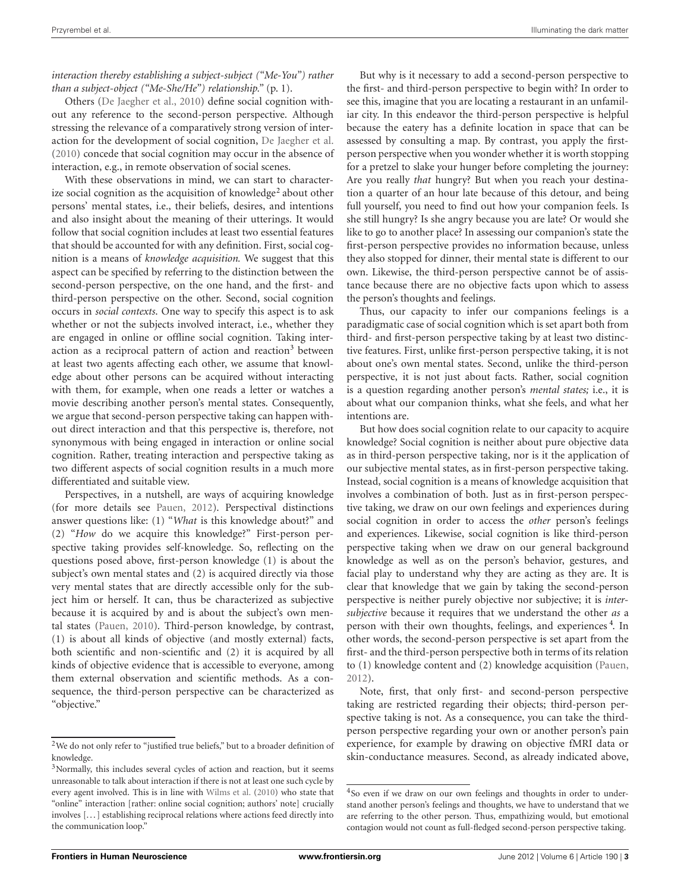*interaction thereby establishing a subject-subject ("Me-You") rather than a subject-object ("Me-She/He") relationship.*" (p. 1).

Others (De Jaegher et al., 2010) define social cognition without any reference to the second-person perspective. Although stressing the relevance of a comparatively strong version of interaction for the development of social cognition, De Jaegher et al. (2010) concede that social cognition may occur in the absence of interaction, e.g., in remote observation of social scenes.

With these observations in mind, we can start to characterize social cognition as the acquisition of knowledge[2] about other persons' mental states, i.e., their beliefs, desires, and intentions and also insight about the meaning of their utterings. It would follow that social cognition includes at least two essential features that should be accounted for with any definition. First, social cognition is a means of *knowledge acquisition*. We suggest that this aspect can be specified by referring to the distinction between the second-person perspective, on the one hand, and the first- and third-person perspective on the other. Second, social cognition occurs in *social contexts*. One way to specify this aspect is to ask whether or not the subjects involved interact, i.e., whether they are engaged in online or offline social cognition. Taking interaction as a reciprocal pattern of action and reaction[3] between at least two agents affecting each other, we assume that knowledge about other persons can be acquired without interacting with them, for example, when one reads a letter or watches a movie describing another person's mental states. Consequently, we argue that second-person perspective taking can happen without direct interaction and that this perspective is, therefore, not synonymous with being engaged in interaction or online social cognition. Rather, treating interaction and perspective taking as two different aspects of social cognition results in a much more differentiated and suitable view.

Perspectives, in a nutshell, are ways of acquiring knowledge (for more details see Pauen, 2012). Perspectival distinctions answer questions like: (1) "*What* is this knowledge about?" and (2) "*How* do we acquire this knowledge?" First-person perspective taking provides self-knowledge. So, reflecting on the questions posed above, first-person knowledge (1) is about the subject's own mental states and (2) is acquired directly via those very mental states that are directly accessible only for the subject him or herself. It can, thus be characterized as subjective because it is acquired by and is about the subject's own mental states (Pauen, 2010). Third-person knowledge, by contrast, (1) is about all kinds of objective (and mostly external) facts, both scientific and non-scientific and (2) it is acquired by all kinds of objective evidence that is accessible to everyone, among them external observation and scientific methods. As a consequence, the third-person perspective can be characterized as "objective."

But why is it necessary to add a second-person perspective to the first- and third-person perspective to begin with? In order to see this, imagine that you are locating a restaurant in an unfamiliar city. In this endeavor the third-person perspective is helpful because the eatery has a definite location in space that can be assessed by consulting a map. By contrast, you apply the first-person perspective when you wonder whether it is worth stopping for a pretzel to slake your hunger before completing the journey: Are you really *that* hungry? But when you reach your destination a quarter of an hour late because of this detour, and being full yourself, you need to find out how your companion feels. Is she still hungry? Is she angry because you are late? Or would she like to go to another place? In assessing our companion's state the first-person perspective provides no information because, unless they also stopped for dinner, their mental state is different to our own. Likewise, the third-person perspective cannot be of assistance because there are no objective facts upon which to assess the person's thoughts and feelings.

Thus, our capacity to infer our companions feelings is a paradigmatic case of social cognition which is set apart both from third- and first-person perspective taking by at least two distinctive features. First, unlike first-person perspective taking, it is not about one's own mental states. Second, unlike the third-person perspective, it is not just about facts. Rather, social cognition is a question regarding another person's *mental states;* i.e., it is about what our companion thinks, what she feels, and what her intentions are.

But how does social cognition relate to our capacity to acquire knowledge? Social cognition is neither about pure objective data as in third-person perspective taking, nor is it the application of our subjective mental states, as in first-person perspective taking. Instead, social cognition is a means of knowledge acquisition that involves a combination of both. Just as in first-person perspective taking, we draw on our own feelings and experiences during social cognition in order to access the *other* person's feelings and experiences. Likewise, social cognition is like third-person perspective taking when we draw on our general background knowledge as well as on the person's behavior, gestures, and facial play to understand why they are acting as they are. It is clear that knowledge that we gain by taking the second-person perspective is neither purely objective nor subjective; it is *intersubjective* because it requires that we understand the other *as* a person with their own thoughts, feelings, and experiences[4]. In other words, the second-person perspective is set apart from the first- and the third-person perspective both in terms of its relation to (1) knowledge content and (2) knowledge acquisition (Pauen, 2012).

Note, first, that only first- and second-person perspective taking are restricted regarding their objects; third-person perspective taking is not. As a consequence, you can take the third-person perspective regarding your own or another person's pain experience, for example by drawing on objective fMRI data or skin-conductance measures. Second, as already indicated above,

---

[2] We do not only refer to "justified true beliefs," but to a broader definition of knowledge.

[3] Normally, this includes several cycles of action and reaction, but it seems unreasonable to talk about interaction if there is not at least one such cycle by every agent involved. This is in line with Wilms et al. (2010) who state that "online" interaction [rather: online social cognition; authors' note] crucially involves [...] establishing reciprocal relations where actions feed directly into the communication loop."

[4] So even if we draw on our own feelings and thoughts in order to understand another person's feelings and thoughts, we have to understand that we are referring to the other person. Thus, empathizing would, but emotional contagion would not count as full-fledged second-person perspective taking.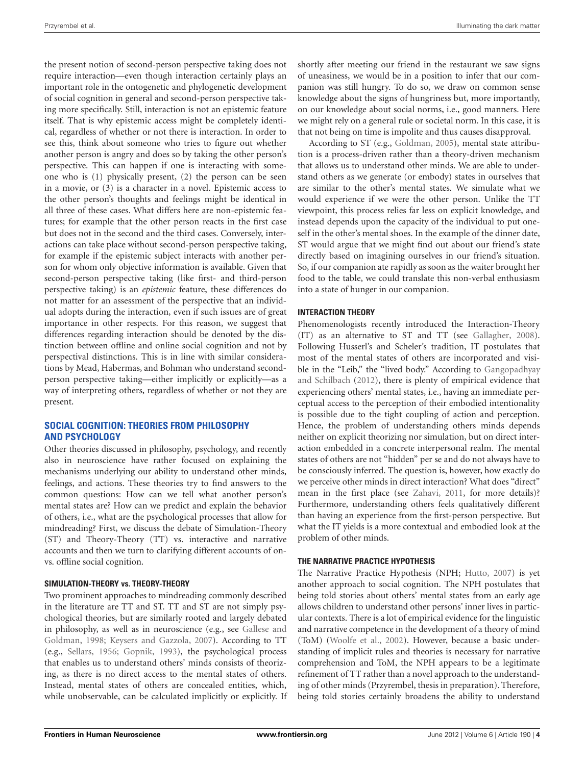the present notion of second-person perspective taking does not require interaction—even though interaction certainly plays an important role in the ontogenetic and phylogenetic development of social cognition in general and second-person perspective taking more specifically. Still, interaction is not an epistemic feature itself. That is why epistemic access might be completely identical, regardless of whether or not there is interaction. In order to see this, think about someone who tries to figure out whether another person is angry and does so by taking the other person's perspective. This can happen if one is interacting with someone who is (1) physically present, (2) the person can be seen in a movie, or (3) is a character in a novel. Epistemic access to the other person's thoughts and feelings might be identical in all three of these cases. What differs here are non-epistemic features; for example that the other person reacts in the first case but does not in the second and the third cases. Conversely, interactions can take place without second-person perspective taking, for example if the epistemic subject interacts with another person for whom only objective information is available. Given that second-person perspective taking (like first- and third-person perspective taking) is an *epistemic* feature, these differences do not matter for an assessment of the perspective that an individual adopts during the interaction, even if such issues are of great importance in other respects. For this reason, we suggest that differences regarding interaction should be denoted by the distinction between offline and online social cognition and not by perspectival distinctions. This is in line with similar considerations by Mead, Habermas, and Bohman who understand second-person perspective taking—either implicitly or explicitly—as a way of interpreting others, regardless of whether or not they are present.

## SOCIAL COGNITION: THEORIES FROM PHILOSOPHY AND PSYCHOLOGY

Other theories discussed in philosophy, psychology, and recently also in neuroscience have rather focused on explaining the mechanisms underlying our ability to understand other minds, feelings, and actions. These theories try to find answers to the common questions: How can we tell what another person's mental states are? How can we predict and explain the behavior of others, i.e., what are the psychological processes that allow for mindreading? First, we discuss the debate of Simulation-Theory (ST) and Theory-Theory (TT) vs. interactive and narrative accounts and then we turn to clarifying different accounts of on- vs. offline social cognition.

### SIMULATION-THEORY vs. THEORY-THEORY

Two prominent approaches to mindreading commonly described in the literature are TT and ST. TT and ST are not simply psychological theories, but are similarly rooted and largely debated in philosophy, as well as in neuroscience (e.g., see Gallese and Goldman, 1998; Keysers and Gazzola, 2007). According to TT (e.g., Sellars, 1956; Gopnik, 1993), the psychological process that enables us to understand others' minds consists of theorizing, as there is no direct access to the mental states of others. Instead, mental states of others are concealed entities, which, while unobservable, can be calculated implicitly or explicitly. If shortly after meeting our friend in the restaurant we saw signs of uneasiness, we would be in a position to infer that our companion was still hungry. To do so, we draw on common sense knowledge about the signs of hungriness but, more importantly, on our knowledge about social norms, i.e., good manners. Here we might rely on a general rule or societal norm. In this case, it is that not being on time is impolite and thus causes disapproval.

According to ST (e.g., Goldman, 2005), mental state attribution is a process-driven rather than a theory-driven mechanism that allows us to understand other minds. We are able to understand others as we generate (or embody) states in ourselves that are similar to the other's mental states. We simulate what we would experience if we were the other person. Unlike the TT viewpoint, this process relies far less on explicit knowledge, and instead depends upon the capacity of the individual to put oneself in the other's mental shoes. In the example of the dinner date, ST would argue that we might find out about our friend's state directly based on imagining ourselves in our friend's situation. So, if our companion ate rapidly as soon as the waiter brought her food to the table, we could translate this non-verbal enthusiasm into a state of hunger in our companion.

### INTERACTION THEORY

Phenomenologists recently introduced the Interaction-Theory (IT) as an alternative to ST and TT (see Gallagher, 2008). Following Husserl's and Scheler's tradition, IT postulates that most of the mental states of others are incorporated and visible in the "Leib," the "lived body." According to Gangopadhyay and Schilbach (2012), there is plenty of empirical evidence that experiencing others' mental states, i.e., having an immediate perceptual access to the perception of their embodied intentionality is possible due to the tight coupling of action and perception. Hence, the problem of understanding others minds depends neither on explicit theorizing nor simulation, but on direct interaction embedded in a concrete interpersonal realm. The mental states of others are not "hidden" per se and do not always have to be consciously inferred. The question is, however, how exactly do we perceive other minds in direct interaction? What does "direct" mean in the first place (see Zahavi, 2011, for more details)? Furthermore, understanding others feels qualitatively different than having an experience from the first-person perspective. But what the IT yields is a more contextual and embodied look at the problem of other minds.

### THE NARRATIVE PRACTICE HYPOTHESIS

The Narrative Practice Hypothesis (NPH; Hutto, 2007) is yet another approach to social cognition. The NPH postulates that being told stories about others' mental states from an early age allows children to understand other persons' inner lives in particular contexts. There is a lot of empirical evidence for the linguistic and narrative competence in the development of a theory of mind (ToM) (Woolfe et al., 2002). However, because a basic understanding of implicit rules and theories is necessary for narrative comprehension and ToM, the NPH appears to be a legitimate refinement of TT rather than a novel approach to the understanding of other minds (Przyrembel, thesis in preparation). Therefore, being told stories certainly broadens the ability to understand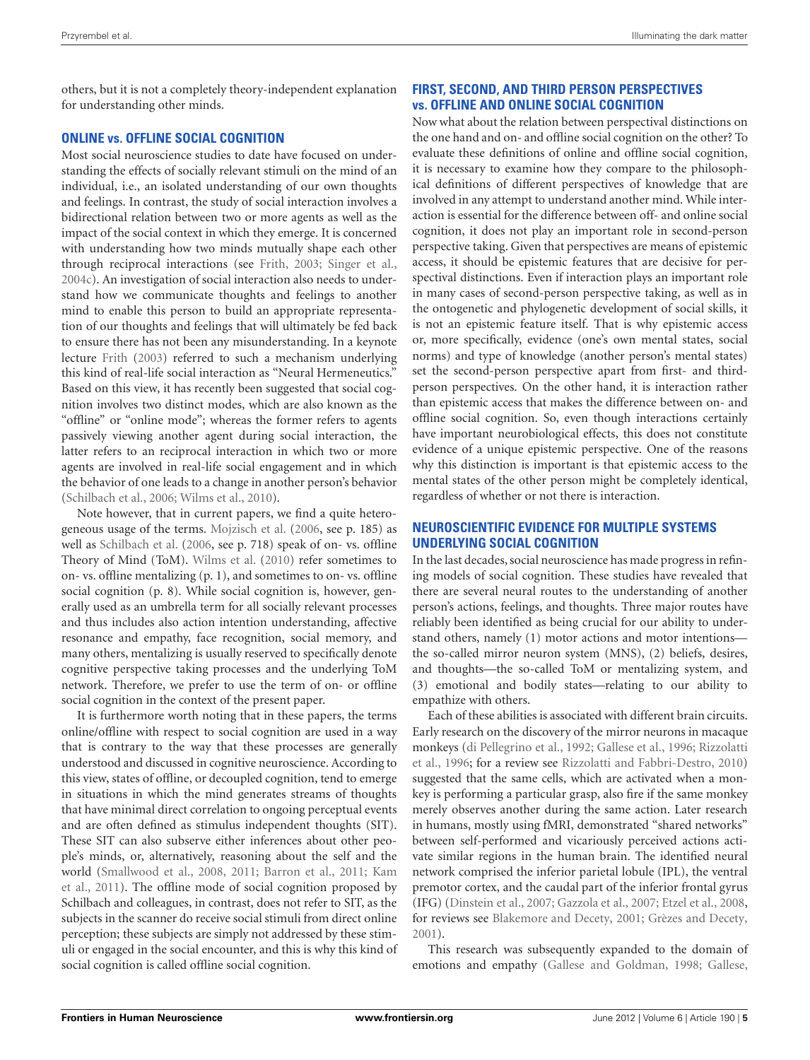others, but it is not a completely theory-independent explanation for understanding other minds.

## ONLINE vs. OFFLINE SOCIAL COGNITION

Most social neuroscience studies to date have focused on understanding the effects of socially relevant stimuli on the mind of an individual, i.e., an isolated understanding of our own thoughts and feelings. In contrast, the study of social interaction involves a bidirectional relation between two or more agents as well as the impact of the social context in which they emerge. It is concerned with understanding how two minds mutually shape each other through reciprocal interactions (see Frith, 2003; Singer et al., 2004c). An investigation of social interaction also needs to understand how we communicate thoughts and feelings to another mind to enable this person to build an appropriate representation of our thoughts and feelings that will ultimately be fed back to ensure there has not been any misunderstanding. In a keynote lecture Frith (2003) referred to such a mechanism underlying this kind of real-life social interaction as "Neural Hermeneutics." Based on this view, it has recently been suggested that social cognition involves two distinct modes, which are also known as the "offline" or "online mode"; whereas the former refers to agents passively viewing another agent during social interaction, the latter refers to an reciprocal interaction in which two or more agents are involved in real-life social engagement and in which the behavior of one leads to a change in another person's behavior (Schilbach et al., 2006; Wilms et al., 2010).

Note however, that in current papers, we find a quite heterogeneous usage of the terms. Mojzisch et al. (2006, see p. 185) as well as Schilbach et al. (2006, see p. 718) speak of on- vs. offline Theory of Mind (ToM). Wilms et al. (2010) refer sometimes to on- vs. offline mentalizing (p. 1), and sometimes to on- vs. offline social cognition (p. 8). While social cognition is, however, generally used as an umbrella term for all socially relevant processes and thus includes also action intention understanding, affective resonance and empathy, face recognition, social memory, and many others, mentalizing is usually reserved to specifically denote cognitive perspective taking processes and the underlying ToM network. Therefore, we prefer to use the term of on- or offline social cognition in the context of the present paper.

It is furthermore worth noting that in these papers, the terms online/offline with respect to social cognition are used in a way that is contrary to the way that these processes are generally understood and discussed in cognitive neuroscience. According to this view, states of offline, or decoupled cognition, tend to emerge in situations in which the mind generates streams of thoughts that have minimal direct correlation to ongoing perceptual events and are often defined as stimulus independent thoughts (SIT). These SIT can also subserve either inferences about other people's minds, or, alternatively, reasoning about the self and the world (Smallwood et al., 2008, 2011; Barron et al., 2011; Kam et al., 2011). The offline mode of social cognition proposed by Schilbach and colleagues, in contrast, does not refer to SIT, as the subjects in the scanner do receive social stimuli from direct online perception; these subjects are simply not addressed by these stimuli or engaged in the social encounter, and this is why this kind of social cognition is called offline social cognition.

## FIRST, SECOND, AND THIRD PERSON PERSPECTIVES vs. OFFLINE AND ONLINE SOCIAL COGNITION

Now what about the relation between perspectival distinctions on the one hand and on- and offline social cognition on the other? To evaluate these definitions of online and offline social cognition, it is necessary to examine how they compare to the philosophical definitions of different perspectives of knowledge that are involved in any attempt to understand another mind. While interaction is essential for the difference between off- and online social cognition, it does not play an important role in second-person perspective taking. Given that perspectives are means of epistemic access, it should be epistemic features that are decisive for perspectival distinctions. Even if interaction plays an important role in many cases of second-person perspective taking, as well as in the ontogenetic and phylogenetic development of social skills, it is not an epistemic feature itself. That is why epistemic access or, more specifically, evidence (one's own mental states, social norms) and type of knowledge (another person's mental states) set the second-person perspective apart from first- and third-person perspectives. On the other hand, it is interaction rather than epistemic access that makes the difference between on- and offline social cognition. So, even though interactions certainly have important neurobiological effects, this does not constitute evidence of a unique epistemic perspective. One of the reasons why this distinction is important is that epistemic access to the mental states of the other person might be completely identical, regardless of whether or not there is interaction.

## NEUROSCIENTIFIC EVIDENCE FOR MULTIPLE SYSTEMS UNDERLYING SOCIAL COGNITION

In the last decades, social neuroscience has made progress in refining models of social cognition. These studies have revealed that there are several neural routes to the understanding of another person's actions, feelings, and thoughts. Three major routes have reliably been identified as being crucial for our ability to understand others, namely (1) motor actions and motor intentions—the so-called mirror neuron system (MNS), (2) beliefs, desires, and thoughts—the so-called ToM or mentalizing system, and (3) emotional and bodily states—relating to our ability to empathize with others.

Each of these abilities is associated with different brain circuits. Early research on the discovery of the mirror neurons in macaque monkeys (di Pellegrino et al., 1992; Gallese et al., 1996; Rizzolatti et al., 1996; for a review see Rizzolatti and Fabbri-Destro, 2010) suggested that the same cells, which are activated when a monkey is performing a particular grasp, also fire if the same monkey merely observes another during the same action. Later research in humans, mostly using fMRI, demonstrated "shared networks" between self-performed and vicariously perceived actions activate similar regions in the human brain. The identified neural network comprised the inferior parietal lobule (IPL), the ventral premotor cortex, and the caudal part of the inferior frontal gyrus (IFG) (Dinstein et al., 2007; Gazzola et al., 2007; Etzel et al., 2008, for reviews see Blakemore and Decety, 2001; Grèzes and Decety, 2001).

This research was subsequently expanded to the domain of emotions and empathy (Gallese and Goldman, 1998; Gallese,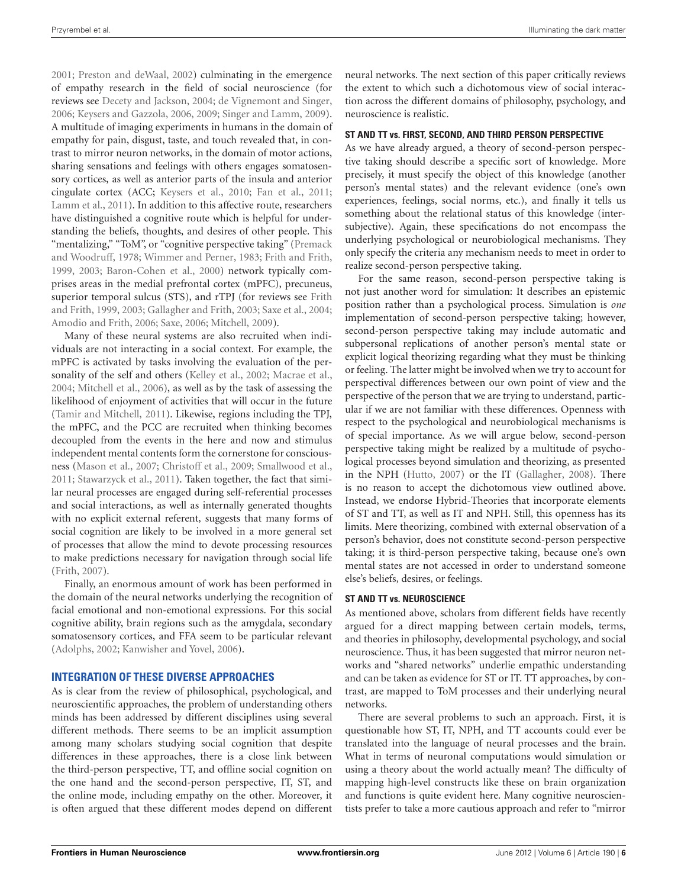2001; Preston and deWaal, 2002) culminating in the emergence of empathy research in the field of social neuroscience (for reviews see Decety and Jackson, 2004; de Vignemont and Singer, 2006; Keysers and Gazzola, 2006, 2009; Singer and Lamm, 2009). A multitude of imaging experiments in humans in the domain of empathy for pain, disgust, taste, and touch revealed that, in contrast to mirror neuron networks, in the domain of motor actions, sharing sensations and feelings with others engages somatosensory cortices, as well as anterior parts of the insula and anterior cingulate cortex (ACC; Keysers et al., 2010; Fan et al., 2011; Lamm et al., 2011). In addition to this affective route, researchers have distinguished a cognitive route which is helpful for understanding the beliefs, thoughts, and desires of other people. This "mentalizing," "ToM", or "cognitive perspective taking" (Premack and Woodruff, 1978; Wimmer and Perner, 1983; Frith and Frith, 1999, 2003; Baron-Cohen et al., 2000) network typically comprises areas in the medial prefrontal cortex (mPFC), precuneus, superior temporal sulcus (STS), and rTPJ (for reviews see Frith and Frith, 1999, 2003; Gallagher and Frith, 2003; Saxe et al., 2004; Amodio and Frith, 2006; Saxe, 2006; Mitchell, 2009).

Many of these neural systems are also recruited when individuals are not interacting in a social context. For example, the mPFC is activated by tasks involving the evaluation of the personality of the self and others (Kelley et al., 2002; Macrae et al., 2004; Mitchell et al., 2006), as well as by the task of assessing the likelihood of enjoyment of activities that will occur in the future (Tamir and Mitchell, 2011). Likewise, regions including the TPJ, the mPFC, and the PCC are recruited when thinking becomes decoupled from the events in the here and now and stimulus independent mental contents form the cornerstone for consciousness (Mason et al., 2007; Christoff et al., 2009; Smallwood et al., 2011; Stawarzyck et al., 2011). Taken together, the fact that similar neural processes are engaged during self-referential processes and social interactions, as well as internally generated thoughts with no explicit external referent, suggests that many forms of social cognition are likely to be involved in a more general set of processes that allow the mind to devote processing resources to make predictions necessary for navigation through social life (Frith, 2007).

Finally, an enormous amount of work has been performed in the domain of the neural networks underlying the recognition of facial emotional and non-emotional expressions. For this social cognitive ability, brain regions such as the amygdala, secondary somatosensory cortices, and FFA seem to be particular relevant (Adolphs, 2002; Kanwisher and Yovel, 2006).

## INTEGRATION OF THESE DIVERSE APPROACHES

As is clear from the review of philosophical, psychological, and neuroscientific approaches, the problem of understanding others minds has been addressed by different disciplines using several different methods. There seems to be an implicit assumption among many scholars studying social cognition that despite differences in these approaches, there is a close link between the third-person perspective, TT, and offline social cognition on the one hand and the second-person perspective, IT, ST, and the online mode, including empathy on the other. Moreover, it is often argued that these different modes depend on different neural networks. The next section of this paper critically reviews the extent to which such a dichotomous view of social interaction across the different domains of philosophy, psychology, and neuroscience is realistic.

### ST AND TT vs. FIRST, SECOND, AND THIRD PERSON PERSPECTIVE

As we have already argued, a theory of second-person perspective taking should describe a specific sort of knowledge. More precisely, it must specify the object of this knowledge (another person's mental states) and the relevant evidence (one's own experiences, feelings, social norms, etc.), and finally it tells us something about the relational status of this knowledge (intersubjective). Again, these specifications do not encompass the underlying psychological or neurobiological mechanisms. They only specify the criteria any mechanism needs to meet in order to realize second-person perspective taking.

For the same reason, second-person perspective taking is not just another word for simulation: It describes an epistemic position rather than a psychological process. Simulation is *one* implementation of second-person perspective taking; however, second-person perspective taking may include automatic and subpersonal replications of another person's mental state or explicit logical theorizing regarding what they must be thinking or feeling. The latter might be involved when we try to account for perspectival differences between our own point of view and the perspective of the person that we are trying to understand, particular if we are not familiar with these differences. Openness with respect to the psychological and neurobiological mechanisms is of special importance. As we will argue below, second-person perspective taking might be realized by a multitude of psychological processes beyond simulation and theorizing, as presented in the NPH (Hutto, 2007) or the IT (Gallagher, 2008). There is no reason to accept the dichotomous view outlined above. Instead, we endorse Hybrid-Theories that incorporate elements of ST and TT, as well as IT and NPH. Still, this openness has its limits. Mere theorizing, combined with external observation of a person's behavior, does not constitute second-person perspective taking; it is third-person perspective taking, because one's own mental states are not accessed in order to understand someone else's beliefs, desires, or feelings.

### ST AND TT vs. NEUROSCIENCE

As mentioned above, scholars from different fields have recently argued for a direct mapping between certain models, terms, and theories in philosophy, developmental psychology, and social neuroscience. Thus, it has been suggested that mirror neuron networks and "shared networks" underlie empathic understanding and can be taken as evidence for ST or IT. TT approaches, by contrast, are mapped to ToM processes and their underlying neural networks.

There are several problems to such an approach. First, it is questionable how ST, IT, NPH, and TT accounts could ever be translated into the language of neural processes and the brain. What in terms of neuronal computations would simulation or using a theory about the world actually mean? The difficulty of mapping high-level constructs like these on brain organization and functions is quite evident here. Many cognitive neuroscientists prefer to take a more cautious approach and refer to "mirror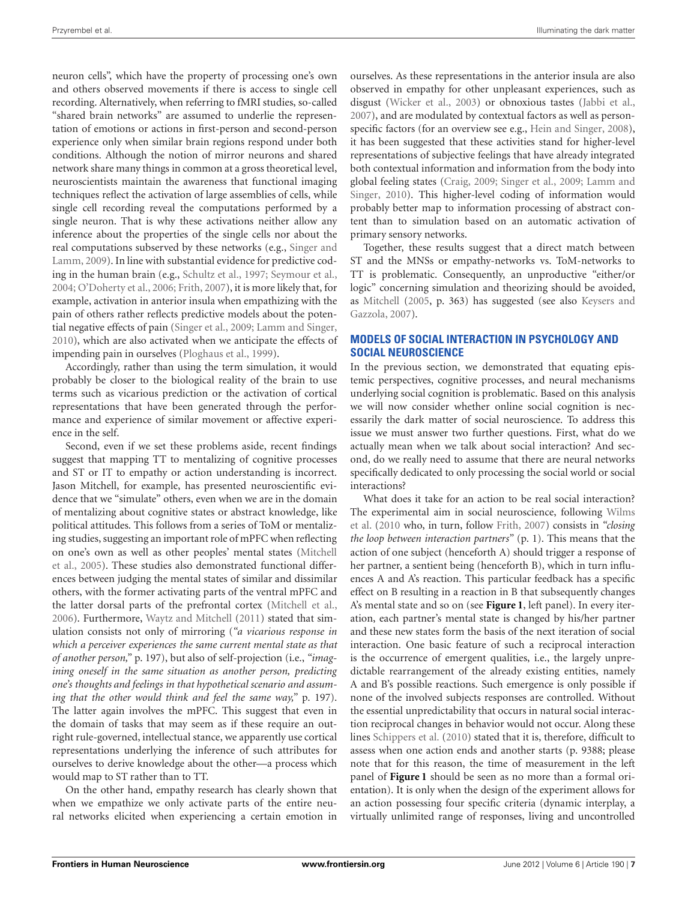neuron cells", which have the property of processing one's own and others observed movements if there is access to single cell recording. Alternatively, when referring to fMRI studies, so-called "shared brain networks" are assumed to underlie the representation of emotions or actions in first-person and second-person experience only when similar brain regions respond under both conditions. Although the notion of mirror neurons and shared network share many things in common at a gross theoretical level, neuroscientists maintain the awareness that functional imaging techniques reflect the activation of large assemblies of cells, while single cell recording reveal the computations performed by a single neuron. That is why these activations neither allow any inference about the properties of the single cells nor about the real computations subserved by these networks (e.g., Singer and Lamm, 2009). In line with substantial evidence for predictive coding in the human brain (e.g., Schultz et al., 1997; Seymour et al., 2004; O'Doherty et al., 2006; Frith, 2007), it is more likely that, for example, activation in anterior insula when empathizing with the pain of others rather reflects predictive models about the potential negative effects of pain (Singer et al., 2009; Lamm and Singer, 2010), which are also activated when we anticipate the effects of impending pain in ourselves (Ploghaus et al., 1999).

Accordingly, rather than using the term simulation, it would probably be closer to the biological reality of the brain to use terms such as vicarious prediction or the activation of cortical representations that have been generated through the performance and experience of similar movement or affective experience in the self.

Second, even if we set these problems aside, recent findings suggest that mapping TT to mentalizing of cognitive processes and ST or IT to empathy or action understanding is incorrect. Jason Mitchell, for example, has presented neuroscientific evidence that we "simulate" others, even when we are in the domain of mentalizing about cognitive states or abstract knowledge, like political attitudes. This follows from a series of ToM or mentalizing studies, suggesting an important role of mPFC when reflecting on one's own as well as other peoples' mental states (Mitchell et al., 2005). These studies also demonstrated functional differences between judging the mental states of similar and dissimilar others, with the former activating parts of the ventral mPFC and the latter dorsal parts of the prefrontal cortex (Mitchell et al., 2006). Furthermore, Waytz and Mitchell (2011) stated that simulation consists not only of mirroring (*"a vicarious response in which a perceiver experiences the same current mental state as that of another person,"* p. 197), but also of self-projection (i.e., *"imagining oneself in the same situation as another person, predicting one's thoughts and feelings in that hypothetical scenario and assuming that the other would think and feel the same way,"* p. 197). The latter again involves the mPFC. This suggest that even in the domain of tasks that may seem as if these require an outright rule-governed, intellectual stance, we apparently use cortical representations underlying the inference of such attributes for ourselves to derive knowledge about the other—a process which would map to ST rather than to TT.

On the other hand, empathy research has clearly shown that when we empathize we only activate parts of the entire neural networks elicited when experiencing a certain emotion in ourselves. As these representations in the anterior insula are also observed in empathy for other unpleasant experiences, such as disgust (Wicker et al., 2003) or obnoxious tastes (Jabbi et al., 2007), and are modulated by contextual factors as well as person-specific factors (for an overview see e.g., Hein and Singer, 2008), it has been suggested that these activities stand for higher-level representations of subjective feelings that have already integrated both contextual information and information from the body into global feeling states (Craig, 2009; Singer et al., 2009; Lamm and Singer, 2010). This higher-level coding of information would probably better map to information processing of abstract content than to simulation based on an automatic activation of primary sensory networks.

Together, these results suggest that a direct match between ST and the MNSs or empathy-networks vs. ToM-networks to TT is problematic. Consequently, an unproductive "either/or logic" concerning simulation and theorizing should be avoided, as Mitchell (2005, p. 363) has suggested (see also Keysers and Gazzola, 2007).

## MODELS OF SOCIAL INTERACTION IN PSYCHOLOGY AND SOCIAL NEUROSCIENCE

In the previous section, we demonstrated that equating epistemic perspectives, cognitive processes, and neural mechanisms underlying social cognition is problematic. Based on this analysis we will now consider whether online social cognition is necessarily the dark matter of social neuroscience. To address this issue we must answer two further questions. First, what do we actually mean when we talk about social interaction? And second, do we really need to assume that there are neural networks specifically dedicated to only processing the social world or social interactions?

What does it take for an action to be real social interaction? The experimental aim in social neuroscience, following Wilms et al. (2010 who, in turn, follow Frith, 2007) consists in *"closing the loop between interaction partners"* (p. 1). This means that the action of one subject (henceforth A) should trigger a response of her partner, a sentient being (henceforth B), which in turn influences A and A's reaction. This particular feedback has a specific effect on B resulting in a reaction in B that subsequently changes A's mental state and so on (see **Figure 1**, left panel). In every iteration, each partner's mental state is changed by his/her partner and these new states form the basis of the next iteration of social interaction. One basic feature of such a reciprocal interaction is the occurrence of emergent qualities, i.e., the largely unpredictable rearrangement of the already existing entities, namely A and B's possible reactions. Such emergence is only possible if none of the involved subjects responses are controlled. Without the essential unpredictability that occurs in natural social interaction reciprocal changes in behavior would not occur. Along these lines Schippers et al. (2010) stated that it is, therefore, difficult to assess when one action ends and another starts (p. 9388; please note that for this reason, the time of measurement in the left panel of **Figure 1** should be seen as no more than a formal orientation). It is only when the design of the experiment allows for an action possessing four specific criteria (dynamic interplay, a virtually unlimited range of responses, living and uncontrolled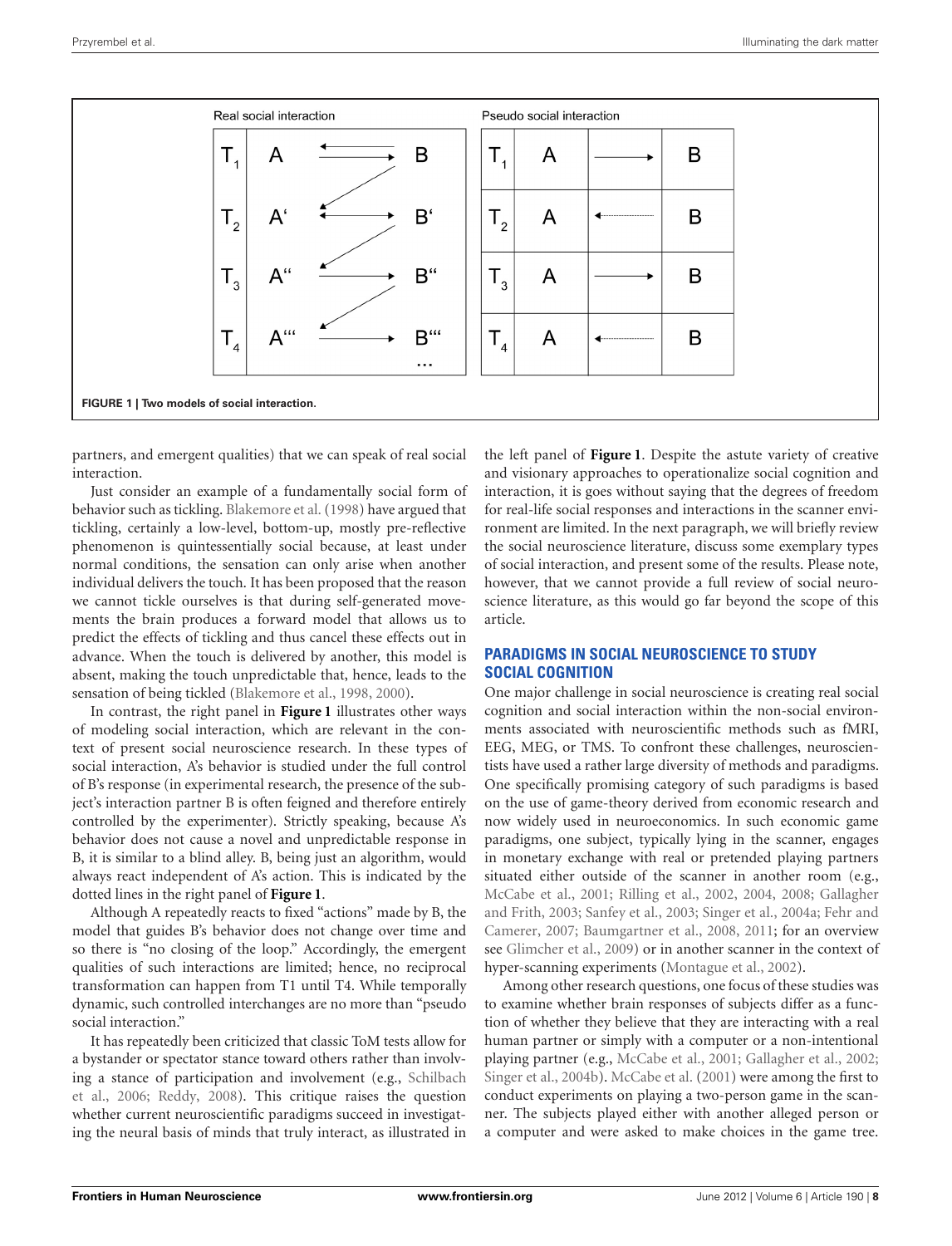**FIGURE 1 | Two models of social interaction.**

partners, and emergent qualities) that we can speak of real social interaction.

Just consider an example of a fundamentally social form of behavior such as tickling. Blakemore et al. (1998) have argued that tickling, certainly a low-level, bottom-up, mostly pre-reflective phenomenon is quintessentially social because, at least under normal conditions, the sensation can only arise when another individual delivers the touch. It has been proposed that the reason we cannot tickle ourselves is that during self-generated movements the brain produces a forward model that allows us to predict the effects of tickling and thus cancel these effects out in advance. When the touch is delivered by another, this model is absent, making the touch unpredictable that, hence, leads to the sensation of being tickled (Blakemore et al., 1998, 2000).

In contrast, the right panel in **Figure 1** illustrates other ways of modeling social interaction, which are relevant in the context of present social neuroscience research. In these types of social interaction, A's behavior is studied under the full control of B's response (in experimental research, the presence of the subject's interaction partner B is often feigned and therefore entirely controlled by the experimenter). Strictly speaking, because A's behavior does not cause a novel and unpredictable response in B, it is similar to a blind alley. B, being just an algorithm, would always react independent of A's action. This is indicated by the dotted lines in the right panel of **Figure 1**.

Although A repeatedly reacts to fixed "actions" made by B, the model that guides B's behavior does not change over time and so there is "no closing of the loop." Accordingly, the emergent qualities of such interactions are limited; hence, no reciprocal transformation can happen from T1 until T4. While temporally dynamic, such controlled interchanges are no more than "pseudo social interaction."

It has repeatedly been criticized that classic ToM tests allow for a bystander or spectator stance toward others rather than involving a stance of participation and involvement (e.g., Schilbach et al., 2006; Reddy, 2008). This critique raises the question whether current neuroscientific paradigms succeed in investigating the neural basis of minds that truly interact, as illustrated in the left panel of **Figure 1**. Despite the astute variety of creative and visionary approaches to operationalize social cognition and interaction, it is goes without saying that the degrees of freedom for real-life social responses and interactions in the scanner environment are limited. In the next paragraph, we will briefly review the social neuroscience literature, discuss some exemplary types of social interaction, and present some of the results. Please note, however, that we cannot provide a full review of social neuroscience literature, as this would go far beyond the scope of this article.

## PARADIGMS IN SOCIAL NEUROSCIENCE TO STUDY SOCIAL COGNITION

One major challenge in social neuroscience is creating real social cognition and social interaction within the non-social environments associated with neuroscientific methods such as fMRI, EEG, MEG, or TMS. To confront these challenges, neuroscientists have used a rather large diversity of methods and paradigms. One specifically promising category of such paradigms is based on the use of game-theory derived from economic research and now widely used in neuroeconomics. In such economic game paradigms, one subject, typically lying in the scanner, engages in monetary exchange with real or pretended playing partners situated either outside of the scanner in another room (e.g., McCabe et al., 2001; Rilling et al., 2002, 2004, 2008; Gallagher and Frith, 2003; Sanfey et al., 2003; Singer et al., 2004a; Fehr and Camerer, 2007; Baumgartner et al., 2008, 2011; for an overview see Glimcher et al., 2009) or in another scanner in the context of hyper-scanning experiments (Montague et al., 2002).

Among other research questions, one focus of these studies was to examine whether brain responses of subjects differ as a function of whether they believe that they are interacting with a real human partner or simply with a computer or a non-intentional playing partner (e.g., McCabe et al., 2001; Gallagher et al., 2002; Singer et al., 2004b). McCabe et al. (2001) were among the first to conduct experiments on playing a two-person game in the scanner. The subjects played either with another alleged person or a computer and were asked to make choices in the game tree.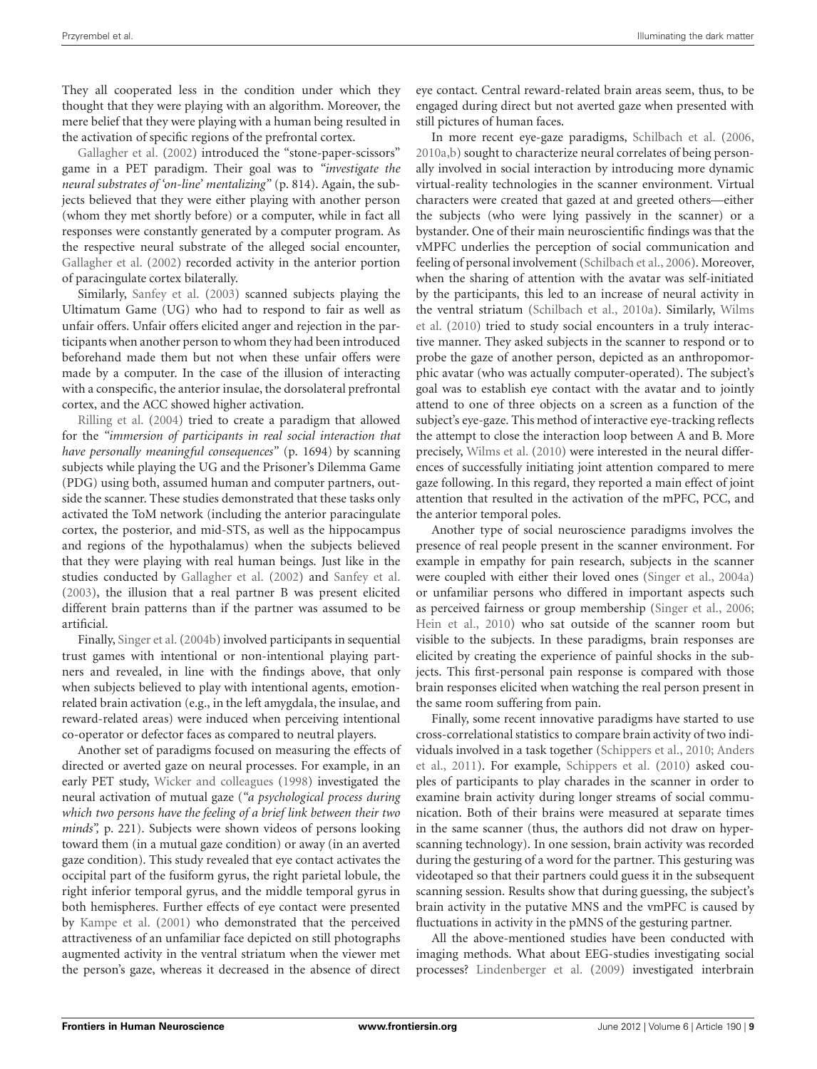They all cooperated less in the condition under which they thought that they were playing with an algorithm. Moreover, the mere belief that they were playing with a human being resulted in the activation of specific regions of the prefrontal cortex.

Gallagher et al. (2002) introduced the "stone-paper-scissors" game in a PET paradigm. Their goal was to *"investigate the neural substrates of 'on-line' mentalizing"* (p. 814). Again, the subjects believed that they were either playing with another person (whom they met shortly before) or a computer, while in fact all responses were constantly generated by a computer program. As the respective neural substrate of the alleged social encounter, Gallagher et al. (2002) recorded activity in the anterior portion of paracingulate cortex bilaterally.

Similarly, Sanfey et al. (2003) scanned subjects playing the Ultimatum Game (UG) who had to respond to fair as well as unfair offers. Unfair offers elicited anger and rejection in the participants when another person to whom they had been introduced beforehand made them but not when these unfair offers were made by a computer. In the case of the illusion of interacting with a conspecific, the anterior insulae, the dorsolateral prefrontal cortex, and the ACC showed higher activation.

Rilling et al. (2004) tried to create a paradigm that allowed for the *"immersion of participants in real social interaction that have personally meaningful consequences"* (p. 1694) by scanning subjects while playing the UG and the Prisoner's Dilemma Game (PDG) using both, assumed human and computer partners, outside the scanner. These studies demonstrated that these tasks only activated the ToM network (including the anterior paracingulate cortex, the posterior, and mid-STS, as well as the hippocampus and regions of the hypothalamus) when the subjects believed that they were playing with real human beings. Just like in the studies conducted by Gallagher et al. (2002) and Sanfey et al. (2003), the illusion that a real partner B was present elicited different brain patterns than if the partner was assumed to be artificial.

Finally, Singer et al. (2004b) involved participants in sequential trust games with intentional or non-intentional playing partners and revealed, in line with the findings above, that only when subjects believed to play with intentional agents, emotion-related brain activation (e.g., in the left amygdala, the insulae, and reward-related areas) were induced when perceiving intentional co-operator or defector faces as compared to neutral players.

Another set of paradigms focused on measuring the effects of directed or averted gaze on neural processes. For example, in an early PET study, Wicker and colleagues (1998) investigated the neural activation of mutual gaze (*"a psychological process during which two persons have the feeling of a brief link between their two minds",* p. 221). Subjects were shown videos of persons looking toward them (in a mutual gaze condition) or away (in an averted gaze condition). This study revealed that eye contact activates the occipital part of the fusiform gyrus, the right parietal lobule, the right inferior temporal gyrus, and the middle temporal gyrus in both hemispheres. Further effects of eye contact were presented by Kampe et al. (2001) who demonstrated that the perceived attractiveness of an unfamiliar face depicted on still photographs augmented activity in the ventral striatum when the viewer met the person's gaze, whereas it decreased in the absence of direct eye contact. Central reward-related brain areas seem, thus, to be engaged during direct but not averted gaze when presented with still pictures of human faces.

In more recent eye-gaze paradigms, Schilbach et al. (2006, 2010a,b) sought to characterize neural correlates of being personally involved in social interaction by introducing more dynamic virtual-reality technologies in the scanner environment. Virtual characters were created that gazed at and greeted others—either the subjects (who were lying passively in the scanner) or a bystander. One of their main neuroscientific findings was that the vMPFC underlies the perception of social communication and feeling of personal involvement (Schilbach et al., 2006). Moreover, when the sharing of attention with the avatar was self-initiated by the participants, this led to an increase of neural activity in the ventral striatum (Schilbach et al., 2010a). Similarly, Wilms et al. (2010) tried to study social encounters in a truly interactive manner. They asked subjects in the scanner to respond or to probe the gaze of another person, depicted as an anthropomorphic avatar (who was actually computer-operated). The subject's goal was to establish eye contact with the avatar and to jointly attend to one of three objects on a screen as a function of the subject's eye-gaze. This method of interactive eye-tracking reflects the attempt to close the interaction loop between A and B. More precisely, Wilms et al. (2010) were interested in the neural differences of successfully initiating joint attention compared to mere gaze following. In this regard, they reported a main effect of joint attention that resulted in the activation of the mPFC, PCC, and the anterior temporal poles.

Another type of social neuroscience paradigms involves the presence of real people present in the scanner environment. For example in empathy for pain research, subjects in the scanner were coupled with either their loved ones (Singer et al., 2004a) or unfamiliar persons who differed in important aspects such as perceived fairness or group membership (Singer et al., 2006; Hein et al., 2010) who sat outside of the scanner room but visible to the subjects. In these paradigms, brain responses are elicited by creating the experience of painful shocks in the subjects. This first-personal pain response is compared with those brain responses elicited when watching the real person present in the same room suffering from pain.

Finally, some recent innovative paradigms have started to use cross-correlational statistics to compare brain activity of two individuals involved in a task together (Schippers et al., 2010; Anders et al., 2011). For example, Schippers et al. (2010) asked couples of participants to play charades in the scanner in order to examine brain activity during longer streams of social communication. Both of their brains were measured at separate times in the same scanner (thus, the authors did not draw on hyperscanning technology). In one session, brain activity was recorded during the gesturing of a word for the partner. This gesturing was videotaped so that their partners could guess it in the subsequent scanning session. Results show that during guessing, the subject's brain activity in the putative MNS and the vmPFC is caused by fluctuations in activity in the pMNS of the gesturing partner.

All the above-mentioned studies have been conducted with imaging methods. What about EEG-studies investigating social processes? Lindenberger et al. (2009) investigated interbrain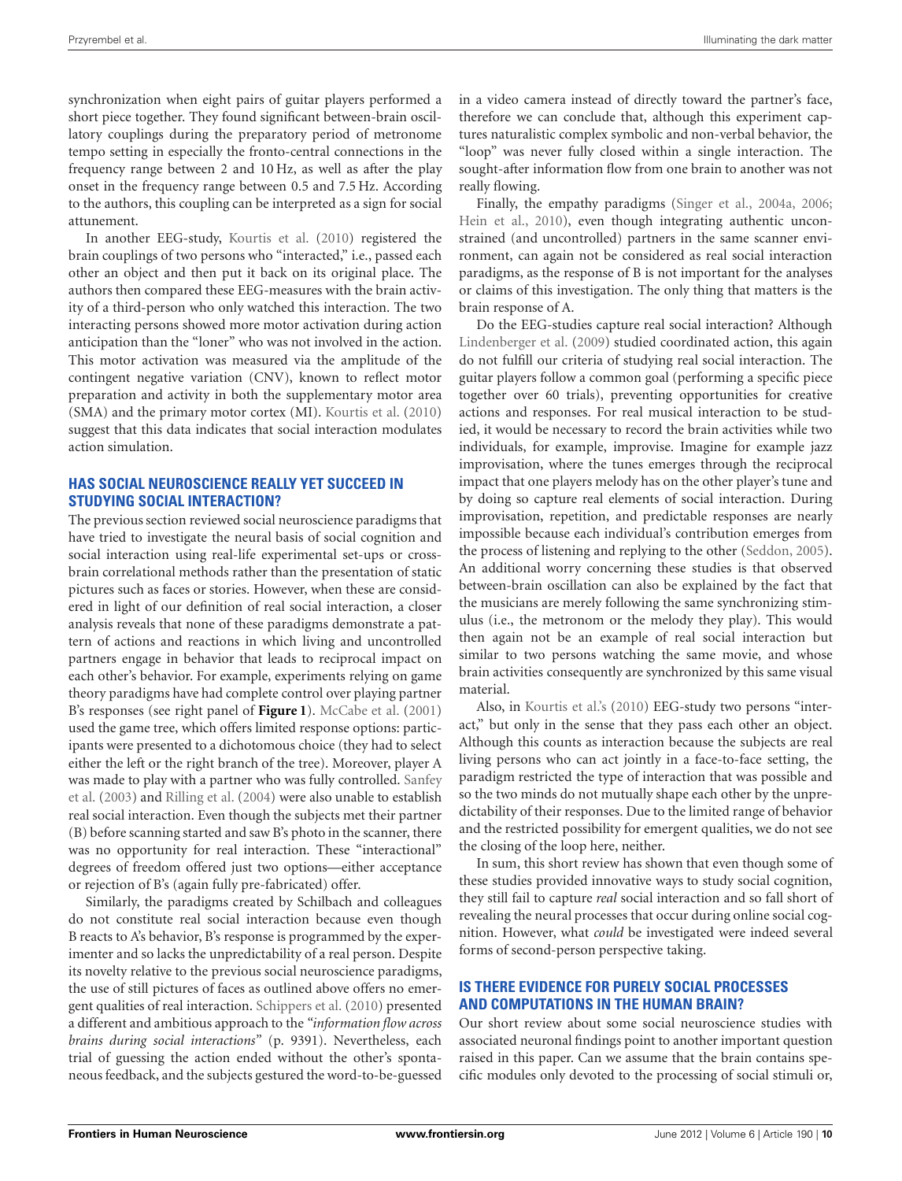synchronization when eight pairs of guitar players performed a short piece together. They found significant between-brain oscillatory couplings during the preparatory period of metronome tempo setting in especially the fronto-central connections in the frequency range between 2 and 10 Hz, as well as after the play onset in the frequency range between 0.5 and 7.5 Hz. According to the authors, this coupling can be interpreted as a sign for social attunement.

In another EEG-study, Kourtis et al. (2010) registered the brain couplings of two persons who "interacted," i.e., passed each other an object and then put it back on its original place. The authors then compared these EEG-measures with the brain activity of a third-person who only watched this interaction. The two interacting persons showed more motor activation during action anticipation than the "loner" who was not involved in the action. This motor activation was measured via the amplitude of the contingent negative variation (CNV), known to reflect motor preparation and activity in both the supplementary motor area (SMA) and the primary motor cortex (MI). Kourtis et al. (2010) suggest that this data indicates that social interaction modulates action simulation.

## HAS SOCIAL NEUROSCIENCE REALLY YET SUCCEED IN STUDYING SOCIAL INTERACTION?

The previous section reviewed social neuroscience paradigms that have tried to investigate the neural basis of social cognition and social interaction using real-life experimental set-ups or cross-brain correlational methods rather than the presentation of static pictures such as faces or stories. However, when these are considered in light of our definition of real social interaction, a closer analysis reveals that none of these paradigms demonstrate a pattern of actions and reactions in which living and uncontrolled partners engage in behavior that leads to reciprocal impact on each other's behavior. For example, experiments relying on game theory paradigms have had complete control over playing partner B's responses (see right panel of **Figure 1**). McCabe et al. (2001) used the game tree, which offers limited response options: participants were presented to a dichotomous choice (they had to select either the left or the right branch of the tree). Moreover, player A was made to play with a partner who was fully controlled. Sanfey et al. (2003) and Rilling et al. (2004) were also unable to establish real social interaction. Even though the subjects met their partner (B) before scanning started and saw B's photo in the scanner, there was no opportunity for real interaction. These "interactional" degrees of freedom offered just two options—either acceptance or rejection of B's (again fully pre-fabricated) offer.

Similarly, the paradigms created by Schilbach and colleagues do not constitute real social interaction because even though B reacts to A's behavior, B's response is programmed by the experimenter and so lacks the unpredictability of a real person. Despite its novelty relative to the previous social neuroscience paradigms, the use of still pictures of faces as outlined above offers no emergent qualities of real interaction. Schippers et al. (2010) presented a different and ambitious approach to the "*information flow across brains during social interactions*" (p. 9391). Nevertheless, each trial of guessing the action ended without the other's spontaneous feedback, and the subjects gestured the word-to-be-guessed in a video camera instead of directly toward the partner's face, therefore we can conclude that, although this experiment captures naturalistic complex symbolic and non-verbal behavior, the "loop" was never fully closed within a single interaction. The sought-after information flow from one brain to another was not really flowing.

Finally, the empathy paradigms (Singer et al., 2004a, 2006; Hein et al., 2010), even though integrating authentic unconstrained (and uncontrolled) partners in the same scanner environment, can again not be considered as real social interaction paradigms, as the response of B is not important for the analyses or claims of this investigation. The only thing that matters is the brain response of A.

Do the EEG-studies capture real social interaction? Although Lindenberger et al. (2009) studied coordinated action, this again do not fulfill our criteria of studying real social interaction. The guitar players follow a common goal (performing a specific piece together over 60 trials), preventing opportunities for creative actions and responses. For real musical interaction to be studied, it would be necessary to record the brain activities while two individuals, for example, improvise. Imagine for example jazz improvisation, where the tunes emerges through the reciprocal impact that one players melody has on the other player's tune and by doing so capture real elements of social interaction. During improvisation, repetition, and predictable responses are nearly impossible because each individual's contribution emerges from the process of listening and replying to the other (Seddon, 2005). An additional worry concerning these studies is that observed between-brain oscillation can also be explained by the fact that the musicians are merely following the same synchronizing stimulus (i.e., the metronom or the melody they play). This would then again not be an example of real social interaction but similar to two persons watching the same movie, and whose brain activities consequently are synchronized by this same visual material.

Also, in Kourtis et al.'s (2010) EEG-study two persons "interact," but only in the sense that they pass each other an object. Although this counts as interaction because the subjects are real living persons who can act jointly in a face-to-face setting, the paradigm restricted the type of interaction that was possible and so the two minds do not mutually shape each other by the unpredictability of their responses. Due to the limited range of behavior and the restricted possibility for emergent qualities, we do not see the closing of the loop here, neither.

In sum, this short review has shown that even though some of these studies provided innovative ways to study social cognition, they still fail to capture *real* social interaction and so fall short of revealing the neural processes that occur during online social cognition. However, what *could* be investigated were indeed several forms of second-person perspective taking.

## IS THERE EVIDENCE FOR PURELY SOCIAL PROCESSES AND COMPUTATIONS IN THE HUMAN BRAIN?

Our short review about some social neuroscience studies with associated neuronal findings point to another important question raised in this paper. Can we assume that the brain contains specific modules only devoted to the processing of social stimuli or,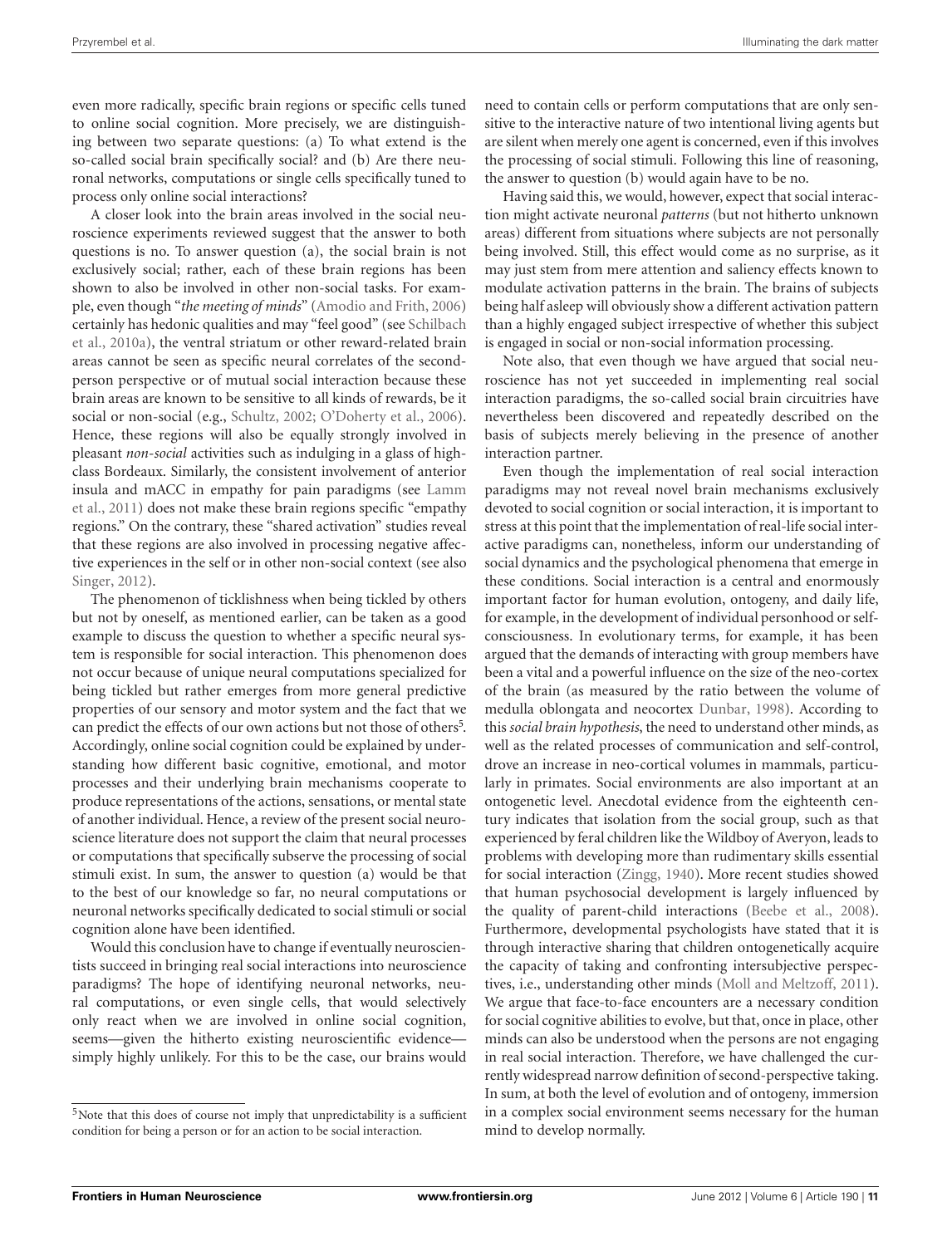even more radically, specific brain regions or specific cells tuned to online social cognition. More precisely, we are distinguishing between two separate questions: (a) To what extend is the so-called social brain specifically social? and (b) Are there neuronal networks, computations or single cells specifically tuned to process only online social interactions?

A closer look into the brain areas involved in the social neuroscience experiments reviewed suggest that the answer to both questions is no. To answer question (a), the social brain is not exclusively social; rather, each of these brain regions has been shown to also be involved in other non-social tasks. For example, even though "*the meeting of minds*" (Amodio and Frith, 2006) certainly has hedonic qualities and may "feel good" (see Schilbach et al., 2010a), the ventral striatum or other reward-related brain areas cannot be seen as specific neural correlates of the second-person perspective or of mutual social interaction because these brain areas are known to be sensitive to all kinds of rewards, be it social or non-social (e.g., Schultz, 2002; O'Doherty et al., 2006). Hence, these regions will also be equally strongly involved in pleasant *non-social* activities such as indulging in a glass of high-class Bordeaux. Similarly, the consistent involvement of anterior insula and mACC in empathy for pain paradigms (see Lamm et al., 2011) does not make these brain regions specific "empathy regions." On the contrary, these "shared activation" studies reveal that these regions are also involved in processing negative affective experiences in the self or in other non-social context (see also Singer, 2012).

The phenomenon of ticklishness when being tickled by others but not by oneself, as mentioned earlier, can be taken as a good example to discuss the question to whether a specific neural system is responsible for social interaction. This phenomenon does not occur because of unique neural computations specialized for being tickled but rather emerges from more general predictive properties of our sensory and motor system and the fact that we can predict the effects of our own actions but not those of others[5]. Accordingly, online social cognition could be explained by understanding how different basic cognitive, emotional, and motor processes and their underlying brain mechanisms cooperate to produce representations of the actions, sensations, or mental state of another individual. Hence, a review of the present social neuroscience literature does not support the claim that neural processes or computations that specifically subserve the processing of social stimuli exist. In sum, the answer to question (a) would be that to the best of our knowledge so far, no neural computations or neuronal networks specifically dedicated to social stimuli or social cognition alone have been identified.

Would this conclusion have to change if eventually neuroscientists succeed in bringing real social interactions into neuroscience paradigms? The hope of identifying neuronal networks, neural computations, or even single cells, that would selectively only react when we are involved in online social cognition, seems—given the hitherto existing neuroscientific evidence—simply highly unlikely. For this to be the case, our brains would need to contain cells or perform computations that are only sensitive to the interactive nature of two intentional living agents but are silent when merely one agent is concerned, even if this involves the processing of social stimuli. Following this line of reasoning, the answer to question (b) would again have to be no.

Having said this, we would, however, expect that social interaction might activate neuronal *patterns* (but not hitherto unknown areas) different from situations where subjects are not personally being involved. Still, this effect would come as no surprise, as it may just stem from mere attention and saliency effects known to modulate activation patterns in the brain. The brains of subjects being half asleep will obviously show a different activation pattern than a highly engaged subject irrespective of whether this subject is engaged in social or non-social information processing.

Note also, that even though we have argued that social neuroscience has not yet succeeded in implementing real social interaction paradigms, the so-called social brain circuitries have nevertheless been discovered and repeatedly described on the basis of subjects merely believing in the presence of another interaction partner.

Even though the implementation of real social interaction paradigms may not reveal novel brain mechanisms exclusively devoted to social cognition or social interaction, it is important to stress at this point that the implementation of real-life social interactive paradigms can, nonetheless, inform our understanding of social dynamics and the psychological phenomena that emerge in these conditions. Social interaction is a central and enormously important factor for human evolution, ontogeny, and daily life, for example, in the development of individual personhood or self-consciousness. In evolutionary terms, for example, it has been argued that the demands of interacting with group members have been a vital and a powerful influence on the size of the neo-cortex of the brain (as measured by the ratio between the volume of medulla oblongata and neocortex Dunbar, 1998). According to this *social brain hypothesis*, the need to understand other minds, as well as the related processes of communication and self-control, drove an increase in neo-cortical volumes in mammals, particularly in primates. Social environments are also important at an ontogenetic level. Anecdotal evidence from the eighteenth century indicates that isolation from the social group, such as that experienced by feral children like the Wildboy of Averyon, leads to problems with developing more than rudimentary skills essential for social interaction (Zingg, 1940). More recent studies showed that human psychosocial development is largely influenced by the quality of parent-child interactions (Beebe et al., 2008). Furthermore, developmental psychologists have stated that it is through interactive sharing that children ontogenetically acquire the capacity of taking and confronting intersubjective perspectives, i.e., understanding other minds (Moll and Meltzoff, 2011). We argue that face-to-face encounters are a necessary condition for social cognitive abilities to evolve, but that, once in place, other minds can also be understood when the persons are not engaging in real social interaction. Therefore, we have challenged the currently widespread narrow definition of second-perspective taking. In sum, at both the level of evolution and of ontogeny, immersion in a complex social environment seems necessary for the human mind to develop normally.

[5]Note that this does of course not imply that unpredictability is a sufficient condition for being a person or for an action to be social interaction.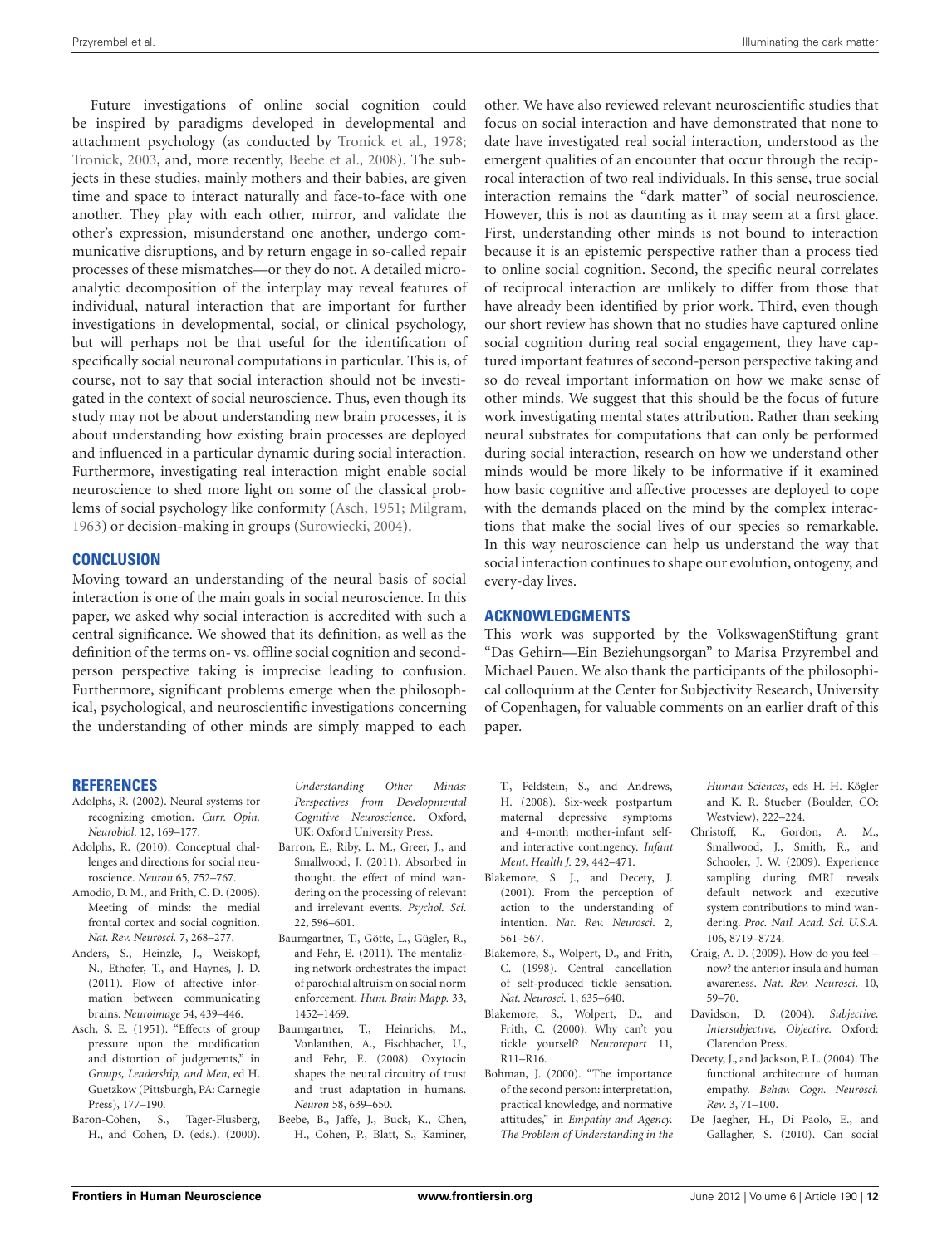Future investigations of online social cognition could be inspired by paradigms developed in developmental and attachment psychology (as conducted by Tronick et al., 1978; Tronick, 2003, and, more recently, Beebe et al., 2008). The subjects in these studies, mainly mothers and their babies, are given time and space to interact naturally and face-to-face with one another. They play with each other, mirror, and validate the other's expression, misunderstand one another, undergo communicative disruptions, and by return engage in so-called repair processes of these mismatches—or they do not. A detailed microanalytic decomposition of the interplay may reveal features of individual, natural interaction that are important for further investigations in developmental, social, or clinical psychology, but will perhaps not be that useful for the identification of specifically social neuronal computations in particular. This is, of course, not to say that social interaction should not be investigated in the context of social neuroscience. Thus, even though its study may not be about understanding new brain processes, it is about understanding how existing brain processes are deployed and influenced in a particular dynamic during social interaction. Furthermore, investigating real interaction might enable social neuroscience to shed more light on some of the classical problems of social psychology like conformity (Asch, 1951; Milgram, 1963) or decision-making in groups (Surowiecki, 2004).

## CONCLUSION

Moving toward an understanding of the neural basis of social interaction is one of the main goals in social neuroscience. In this paper, we asked why social interaction is accredited with such a central significance. We showed that its definition, as well as the definition of the terms on- vs. offline social cognition and second-person perspective taking is imprecise leading to confusion. Furthermore, significant problems emerge when the philosophical, psychological, and neuroscientific investigations concerning the understanding of other minds are simply mapped to each other. We have also reviewed relevant neuroscientific studies that focus on social interaction and have demonstrated that none to date have investigated real social interaction, understood as the emergent qualities of an encounter that occur through the reciprocal interaction of two real individuals. In this sense, true social interaction remains the "dark matter" of social neuroscience. However, this is not as daunting as it may seem at a first glace. First, understanding other minds is not bound to interaction because it is an epistemic perspective rather than a process tied to online social cognition. Second, the specific neural correlates of reciprocal interaction are unlikely to differ from those that have already been identified by prior work. Third, even though our short review has shown that no studies have captured online social cognition during real social engagement, they have captured important features of second-person perspective taking and so do reveal important information on how we make sense of other minds. We suggest that this should be the focus of future work investigating mental states attribution. Rather than seeking neural substrates for computations that can only be performed during social interaction, research on how we understand other minds would be more likely to be informative if it examined how basic cognitive and affective processes are deployed to cope with the demands placed on the mind by the complex interactions that make the social lives of our species so remarkable. In this way neuroscience can help us understand the way that social interaction continues to shape our evolution, ontogeny, and every-day lives.

## ACKNOWLEDGMENTS

This work was supported by the VolkswagenStiftung grant "Das Gehirn—Ein Beziehungsorgan" to Marisa Przyrembel and Michael Pauen. We also thank the participants of the philosophical colloquium at the Center for Subjectivity Research, University of Copenhagen, for valuable comments on an earlier draft of this paper.

## REFERENCES

Adolphs, R. (2002). Neural systems for recognizing emotion. *Curr. Opin. Neurobiol*. 12, 169–177.

Adolphs, R. (2010). Conceptual challenges and directions for social neuroscience. *Neuron* 65, 752–767.

Amodio, D. M., and Frith, C. D. (2006). Meeting of minds: the medial frontal cortex and social cognition. *Nat. Rev. Neurosci.* 7, 268–277.

Anders, S., Heinzle, J., Weiskopf, N., Ethofer, T., and Haynes, J. D. (2011). Flow of affective information between communicating brains. *Neuroimage* 54, 439–446.

Asch, S. E. (1951). "Effects of group pressure upon the modification and distortion of judgements," in *Groups, Leadership, and Men*, ed H. Guetzkow (Pittsburgh, PA: Carnegie Press), 177–190.

Baron-Cohen, S., Tager-Flusberg, H., and Cohen, D. (eds.). (2000). *Understanding Other Minds: Perspectives from Developmental Cognitive Neuroscience*. Oxford, UK: Oxford University Press.

Barron, E., Riby, L. M., Greer, J., and Smallwood, J. (2011). Absorbed in thought. the effect of mind wandering on the processing of relevant and irrelevant events. *Psychol. Sci.* 22, 596–601.

Baumgartner, T., Götte, L., Gügler, R., and Fehr, E. (2011). The mentalizing network orchestrates the impact of parochial altruism on social norm enforcement. *Hum. Brain Mapp.* 33, 1452–1469.

Baumgartner, T., Heinrichs, M., Vonlanthen, A., Fischbacher, U., and Fehr, E. (2008). Oxytocin shapes the neural circuitry of trust and trust adaptation in humans. *Neuron* 58, 639–650.

Beebe, B., Jaffe, J., Buck, K., Chen, H., Cohen, P., Blatt, S., Kaminer, T., Feldstein, S., and Andrews, H. (2008). Six-week postpartum maternal depressive symptoms and 4-month mother-infant self- and interactive contingency. *Infant Ment. Health J.* 29, 442–471.

Blakemore, S. J., and Decety, J. (2001). From the perception of action to the understanding of intention. *Nat. Rev. Neurosci*. 2, 561–567.

Blakemore, S., Wolpert, D., and Frith, C. (1998). Central cancellation of self-produced tickle sensation. *Nat. Neurosci.* 1, 635–640.

Blakemore, S., Wolpert, D., and Frith, C. (2000). Why can't you tickle yourself? *Neuroreport* 11, R11–R16.

Bohman, J. (2000). "The importance of the second person: interpretation, practical knowledge, and normative attitudes," in *Empathy and Agency. The Problem of Understanding in the Human Sciences*, eds H. H. Kögler and K. R. Stueber (Boulder, CO: Westview), 222–224.

Christoff, K., Gordon, A. M., Smallwood, J., Smith, R., and Schooler, J. W. (2009). Experience sampling during fMRI reveals default network and executive system contributions to mind wandering. *Proc. Natl. Acad. Sci. U.S.A.* 106, 8719–8724.

Craig, A. D. (2009). How do you feel – now? the anterior insula and human awareness. *Nat. Rev. Neurosci*. 10, 59–70.

Davidson, D. (2004). *Subjective, Intersubjective, Objective.* Oxford: Clarendon Press.

Decety, J., and Jackson, P. L. (2004). The functional architecture of human empathy. *Behav. Cogn. Neurosci. Rev*. 3, 71–100.

De Jaegher, H., Di Paolo, E., and Gallagher, S. (2010). Can social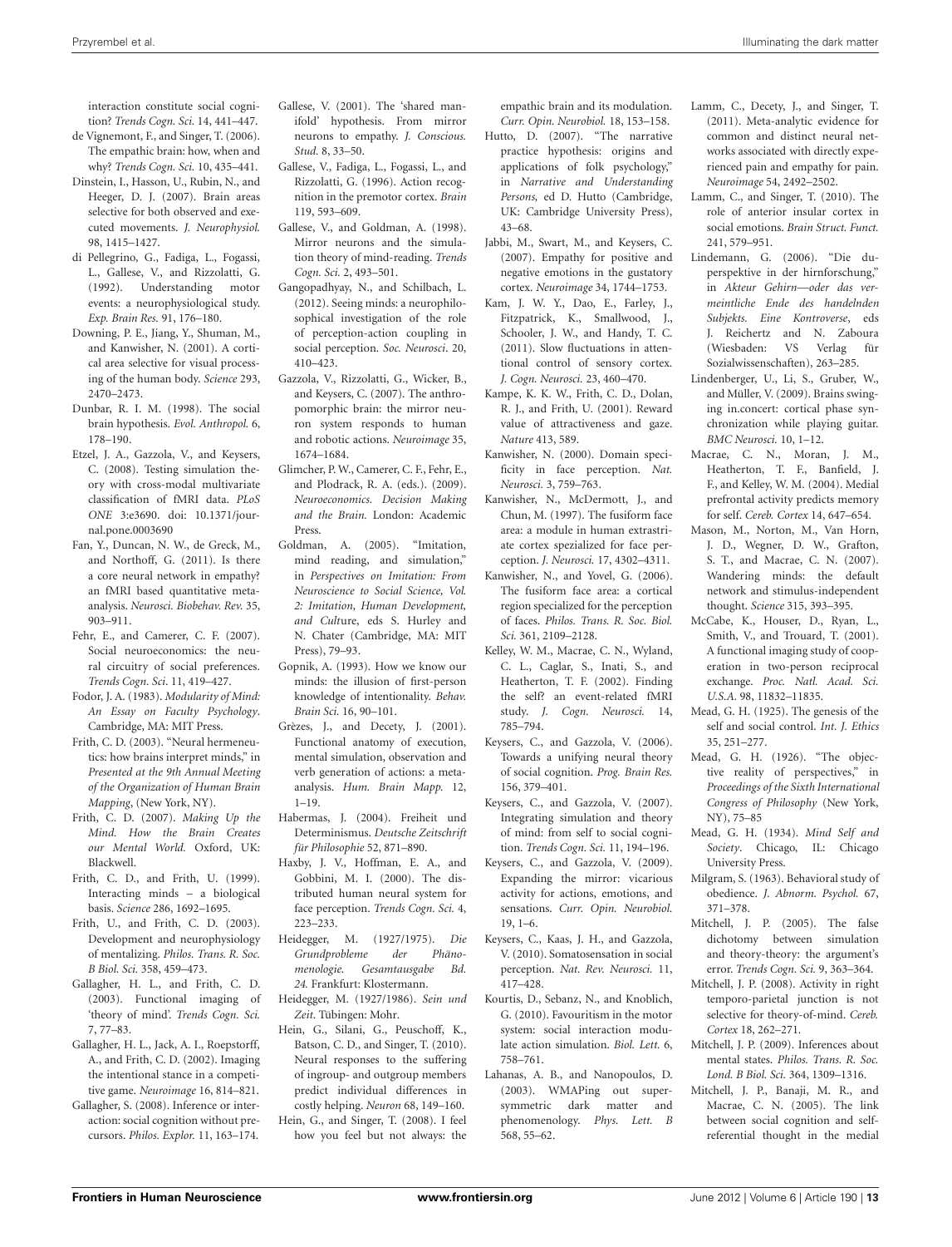interaction constitute social cognition? *Trends Cogn. Sci.* 14, 441–447.

de Vignemont, F., and Singer, T. (2006). The empathic brain: how, when and why? *Trends Cogn. Sci.* 10, 435–441.

Dinstein, I., Hasson, U., Rubin, N., and Heeger, D. J. (2007). Brain areas selective for both observed and executed movements. *J. Neurophysiol.* 98, 1415–1427.

di Pellegrino, G., Fadiga, L., Fogassi, L., Gallese, V., and Rizzolatti, G. (1992). Understanding motor events: a neurophysiological study. *Exp. Brain Res.* 91, 176–180.

Downing, P. E., Jiang, Y., Shuman, M., and Kanwisher, N. (2001). A cortical area selective for visual processing of the human body. *Science* 293, 2470–2473.

Dunbar, R. I. M. (1998). The social brain hypothesis. *Evol. Anthropol.* 6, 178–190.

Etzel, J. A., Gazzola, V., and Keysers, C. (2008). Testing simulation theory with cross-modal multivariate classification of fMRI data. *PLoS ONE* 3:e3690. doi: 10.1371/journal.pone.0003690

Fan, Y., Duncan, N. W., de Greck, M., and Northoff, G. (2011). Is there a core neural network in empathy? an fMRI based quantitative meta-analysis. *Neurosci. Biobehav. Rev.* 35, 903–911.

Fehr, E., and Camerer, C. F. (2007). Social neuroeconomics: the neural circuitry of social preferences. *Trends Cogn. Sci.* 11, 419–427.

Fodor, J. A. (1983). *Modularity of Mind: An Essay on Faculty Psychology*. Cambridge, MA: MIT Press.

Frith, C. D. (2003). "Neural hermeneutics: how brains interpret minds," in *Presented at the 9th Annual Meeting of the Organization of Human Brain Mapping*, (New York, NY).

Frith, C. D. (2007). *Making Up the Mind. How the Brain Creates our Mental World.* Oxford, UK: Blackwell.

Frith, C. D., and Frith, U. (1999). Interacting minds – a biological basis. *Science* 286, 1692–1695.

Frith, U., and Frith, C. D. (2003). Development and neurophysiology of mentalizing. *Philos. Trans. R. Soc. B Biol. Sci.* 358, 459–473.

Gallagher, H. L., and Frith, C. D. (2003). Functional imaging of 'theory of mind'. *Trends Cogn. Sci.* 7, 77–83.

Gallagher, H. L., Jack, A. I., Roepstorff, A., and Frith, C. D. (2002). Imaging the intentional stance in a competitive game. *Neuroimage* 16, 814–821.

Gallagher, S. (2008). Inference or interaction: social cognition without precursors. *Philos. Explor.* 11, 163–174.

Gallese, V. (2001). The 'shared manifold' hypothesis. From mirror neurons to empathy. *J. Conscious. Stud.* 8, 33–50.

Gallese, V., Fadiga, L., Fogassi, L., and Rizzolatti, G. (1996). Action recognition in the premotor cortex. *Brain* 119, 593–609.

Gallese, V., and Goldman, A. (1998). Mirror neurons and the simulation theory of mind-reading. *Trends Cogn. Sci.* 2, 493–501.

Gangopadhyay, N., and Schilbach, L. (2012). Seeing minds: a neurophilosophical investigation of the role of perception-action coupling in social perception. *Soc. Neurosci*. 20, 410–423.

Gazzola, V., Rizzolatti, G., Wicker, B., and Keysers, C. (2007). The anthropomorphic brain: the mirror neuron system responds to human and robotic actions. *Neuroimage* 35, 1674–1684.

Glimcher, P. W., Camerer, C. F., Fehr, E., and Plodrack, R. A. (eds.). (2009). *Neuroeconomics. Decision Making and the Brain.* London: Academic Press.

Goldman, A. (2005). "Imitation, mind reading, and simulation," in *Perspectives on Imitation: From Neuroscience to Social Science, Vol. 2: Imitation, Human Development, and Cul*ture, eds S. Hurley and N. Chater (Cambridge, MA: MIT Press), 79–93.

Gopnik, A. (1993). How we know our minds: the illusion of first-person knowledge of intentionality. *Behav. Brain Sci.* 16, 90–101.

Grèzes, J., and Decety, J. (2001). Functional anatomy of execution, mental simulation, observation and verb generation of actions: a meta-analysis. *Hum. Brain Mapp.* 12, 1–19.

Habermas, J. (2004). Freiheit und Determinismus. *Deutsche Zeitschrift für Philosophie* 52, 871–890.

Haxby, J. V., Hoffman, E. A., and Gobbini, M. I. (2000). The distributed human neural system for face perception. *Trends Cogn. Sci.* 4, 223–233.

Heidegger, M. (1927/1975). *Die Grundprobleme der Phänomenologie. Gesamtausgabe Bd. 24.* Frankfurt: Klostermann.

Heidegger, M. (1927/1986). *Sein und Zeit*. Tübingen: Mohr.

Hein, G., Silani, G., Preuschoff, K., Batson, C. D., and Singer, T. (2010). Neural responses to the suffering of ingroup- and outgroup members predict individual differences in costly helping. *Neuron* 68, 149–160.

Hein, G., and Singer, T. (2008). I feel how you feel but not always: the empathic brain and its modulation. *Curr. Opin. Neurobiol.* 18, 153–158.

Hutto, D. (2007). "The narrative practice hypothesis: origins and applications of folk psychology," in *Narrative and Understanding Persons,* ed D. Hutto (Cambridge, UK: Cambridge University Press), 43–68.

Jabbi, M., Swart, M., and Keysers, C. (2007). Empathy for positive and negative emotions in the gustatory cortex. *Neuroimage* 34, 1744–1753.

Kam, J. W. Y., Dao, E., Farley, J., Fitzpatrick, K., Smallwood, J., Schooler, J. W., and Handy, T. C. (2011). Slow fluctuations in attentional control of sensory cortex. *J. Cogn. Neurosci.* 23, 460–470.

Kampe, K. K. W., Frith, C. D., Dolan, R. J., and Frith, U. (2001). Reward value of attractiveness and gaze. *Nature* 413, 589.

Kanwisher, N. (2000). Domain specificity in face perception. *Nat. Neurosci.* 3, 759–763.

Kanwisher, N., McDermott, J., and Chun, M. (1997). The fusiform face area: a module in human extrastriate cortex spezialized for face perception. *J. Neurosci.* 17, 4302–4311.

Kanwisher, N., and Yovel, G. (2006). The fusiform face area: a cortical region specialized for the perception of faces. *Philos. Trans. R. Soc. Biol. Sci.* 361, 2109–2128.

Kelley, W. M., Macrae, C. N., Wyland, C. L., Caglar, S., Inati, S., and Heatherton, T. F. (2002). Finding the self? an event-related fMRI study. *J. Cogn. Neurosci.* 14, 785–794.

Keysers, C., and Gazzola, V. (2006). Towards a unifying neural theory of social cognition. *Prog. Brain Res.* 156, 379–401.

Keysers, C., and Gazzola, V. (2007). Integrating simulation and theory of mind: from self to social cognition. *Trends Cogn. Sci.* 11, 194–196.

Keysers, C., and Gazzola, V. (2009). Expanding the mirror: vicarious activity for actions, emotions, and sensations. *Curr. Opin. Neurobiol.* 19, 1–6.

Keysers, C., Kaas, J. H., and Gazzola, V. (2010). Somatosensation in social perception. *Nat. Rev. Neurosci.* 11, 417–428.

Kourtis, D., Sebanz, N., and Knoblich, G. (2010). Favouritism in the motor system: social interaction modulate action simulation. *Biol. Lett.* 6, 758–761.

Lahanas, A. B., and Nanopoulos, D. (2003). WMAPing out supersymmetric dark matter and phenomenology. *Phys. Lett. B* 568, 55–62.

Lamm, C., Decety, J., and Singer, T. (2011). Meta-analytic evidence for common and distinct neural networks associated with directly experienced pain and empathy for pain. *Neuroimage* 54, 2492–2502.

Lamm, C., and Singer, T. (2010). The role of anterior insular cortex in social emotions. *Brain Struct. Funct.* 241, 579–951.

Lindemann, G. (2006). "Die duperspektive in der hirnforschung," in *Akteur Gehirn—oder das vermeintliche Ende des handelnden Subjekts. Eine Kontroverse*, eds J. Reichertz and N. Zaboura (Wiesbaden: VS Verlag für Sozialwissenschaften), 263–285.

Lindenberger, U., Li, S., Gruber, W., and Müller, V. (2009). Brains swinging in.concert: cortical phase synchronization while playing guitar. *BMC Neurosci.* 10, 1–12.

Macrae, C. N., Moran, J. M., Heatherton, T. F., Banfield, J. F., and Kelley, W. M. (2004). Medial prefrontal activity predicts memory for self. *Cereb. Cortex* 14, 647–654.

Mason, M., Norton, M., Van Horn, J. D., Wegner, D. W., Grafton, S. T., and Macrae, C. N. (2007). Wandering minds: the default network and stimulus-independent thought. *Science* 315, 393–395.

McCabe, K., Houser, D., Ryan, L., Smith, V., and Trouard, T. (2001). A functional imaging study of cooperation in two-person reciprocal exchange. *Proc. Natl. Acad. Sci. U.S.A.* 98, 11832–11835.

Mead, G. H. (1925). The genesis of the self and social control. *Int. J. Ethics* 35, 251–277.

Mead, G. H. (1926). "The objective reality of perspectives," in *Proceedings of the Sixth International Congress of Philosophy* (New York, NY), 75–85

Mead, G. H. (1934). *Mind Self and Society*. Chicago, IL: Chicago University Press.

Milgram, S. (1963). Behavioral study of obedience. *J. Abnorm. Psychol.* 67, 371–378.

Mitchell, J. P. (2005). The false dichotomy between simulation and theory-theory: the argument's error. *Trends Cogn. Sci.* 9, 363–364.

Mitchell, J. P. (2008). Activity in right temporo-parietal junction is not selective for theory-of-mind. *Cereb. Cortex* 18, 262–271.

Mitchell, J. P. (2009). Inferences about mental states. *Philos. Trans. R. Soc. Lond. B Biol. Sci.* 364, 1309–1316.

Mitchell, J. P., Banaji, M. R., and Macrae, C. N. (2005). The link between social cognition and self-referential thought in the medial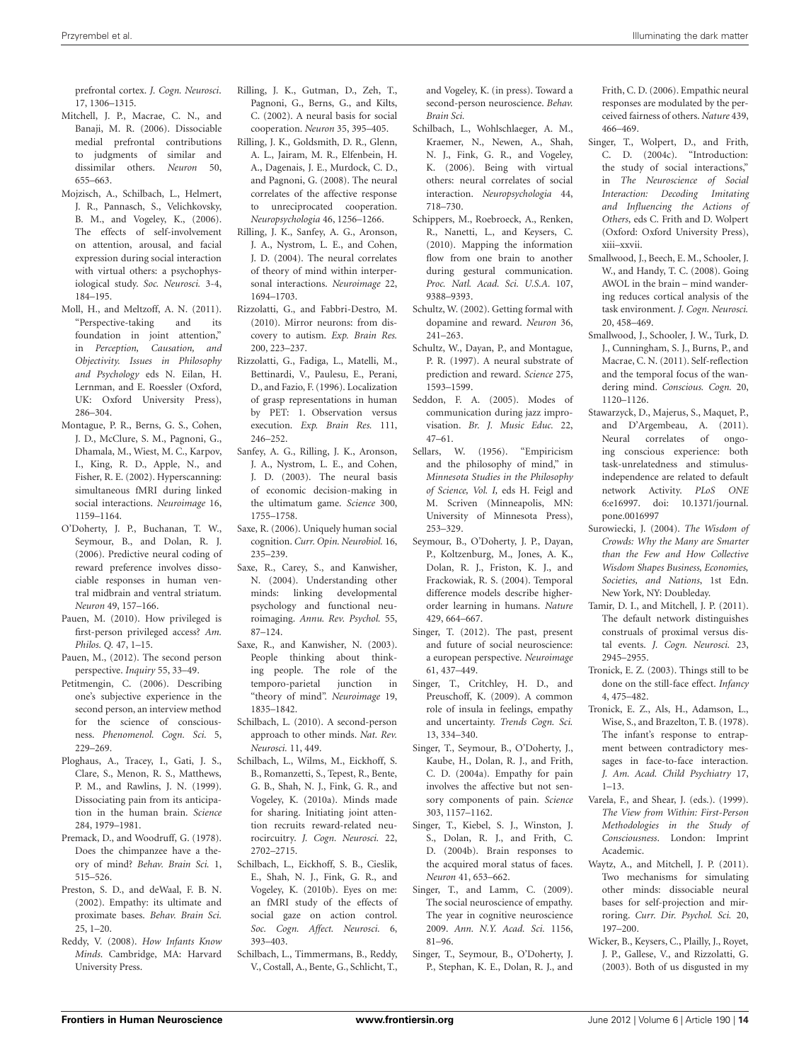prefrontal cortex. *J. Cogn. Neurosci.* 17, 1306–1315.

Mitchell, J. P., Macrae, C. N., and Banaji, M. R. (2006). Dissociable medial prefrontal contributions to judgments of similar and dissimilar others. *Neuron* 50, 655–663.

Mojzisch, A., Schilbach, L., Helmert, J. R., Pannasch, S., Velichkovsky, B. M., and Vogeley, K., (2006). The effects of self-involvement on attention, arousal, and facial expression during social interaction with virtual others: a psychophysiological study. *Soc. Neurosci.* 3-4, 184–195.

Moll, H., and Meltzoff, A. N. (2011). "Perspective-taking and its foundation in joint attention," in *Perception, Causation, and Objectivity. Issues in Philosophy and Psychology* eds N. Eilan, H. Lernman, and E. Roessler (Oxford, UK: Oxford University Press), 286–304.

Montague, P. R., Berns, G. S., Cohen, J. D., McClure, S. M., Pagnoni, G., Dhamala, M., Wiest, M. C., Karpov, I., King, R. D., Apple, N., and Fisher, R. E. (2002). Hyperscanning: simultaneous fMRI during linked social interactions. *Neuroimage* 16, 1159–1164.

O'Doherty, J. P., Buchanan, T. W., Seymour, B., and Dolan, R. J. (2006). Predictive neural coding of reward preference involves dissociable responses in human ventral midbrain and ventral striatum. *Neuron* 49, 157–166.

Pauen, M. (2010). How privileged is first-person privileged access? *Am. Philos. Q.* 47, 1–15.

Pauen, M., (2012). The second person perspective. *Inquiry* 55, 33–49.

Petitmengin, C. (2006). Describing one's subjective experience in the second person, an interview method for the science of consciousness. *Phenomenol. Cogn. Sci.* 5, 229–269.

Ploghaus, A., Tracey, I., Gati, J. S., Clare, S., Menon, R. S., Matthews, P. M., and Rawlins, J. N. (1999). Dissociating pain from its anticipation in the human brain. *Science* 284, 1979–1981.

Premack, D., and Woodruff, G. (1978). Does the chimpanzee have a theory of mind? *Behav. Brain Sci.* 1, 515–526.

Preston, S. D., and deWaal, F. B. N. (2002). Empathy: its ultimate and proximate bases. *Behav. Brain Sci.* 25, 1–20.

Reddy, V. (2008). *How Infants Know Minds*. Cambridge, MA: Harvard University Press.

Rilling, J. K., Gutman, D., Zeh, T., Pagnoni, G., Berns, G., and Kilts, C. (2002). A neural basis for social cooperation. *Neuron* 35, 395–405.

Rilling, J. K., Goldsmith, D. R., Glenn, A. L., Jairam, M. R., Elfenbein, H. A., Dagenais, J. E., Murdock, C. D., and Pagnoni, G. (2008). The neural correlates of the affective response to unreciprocated cooperation. *Neuropsychologia* 46, 1256–1266.

Rilling, J. K., Sanfey, A. G., Aronson, J. A., Nystrom, L. E., and Cohen, J. D. (2004). The neural correlates of theory of mind within interpersonal interactions. *Neuroimage* 22, 1694–1703.

Rizzolatti, G., and Fabbri-Destro, M. (2010). Mirror neurons: from discovery to autism. *Exp. Brain Res.* 200, 223–237.

Rizzolatti, G., Fadiga, L., Matelli, M., Bettinardi, V., Paulesu, E., Perani, D., and Fazio, F. (1996). Localization of grasp representations in human by PET: 1. Observation versus execution. *Exp. Brain Res.* 111, 246–252.

Sanfey, A. G., Rilling, J. K., Aronson, J. A., Nystrom, L. E., and Cohen, J. D. (2003). The neural basis of economic decision-making in the ultimatum game. *Science* 300, 1755–1758.

Saxe, R. (2006). Uniquely human social cognition. *Curr. Opin. Neurobiol.* 16, 235–239.

Saxe, R., Carey, S., and Kanwisher, N. (2004). Understanding other minds: linking developmental psychology and functional neuroimaging. *Annu. Rev. Psychol.* 55, 87–124.

Saxe, R., and Kanwisher, N. (2003). People thinking about thinking people. The role of the temporo-parietal junction in "theory of mind". *Neuroimage* 19, 1835–1842.

Schilbach, L. (2010). A second-person approach to other minds. *Nat. Rev. Neurosci.* 11, 449.

Schilbach, L., Wilms, M., Eickhoff, S. B., Romanzetti, S., Tepest, R., Bente, G. B., Shah, N. J., Fink, G. R., and Vogeley, K. (2010a). Minds made for sharing. Initiating joint attention recruits reward-related neurocircuitry. *J. Cogn. Neurosci.* 22, 2702–2715.

Schilbach, L., Eickhoff, S. B., Cieslik, E., Shah, N. J., Fink, G. R., and Vogeley, K. (2010b). Eyes on me: an fMRI study of the effects of social gaze on action control. *Soc. Cogn. Affect. Neurosci.* 6, 393–403.

Schilbach, L., Timmermans, B., Reddy, V., Costall, A., Bente, G., Schlicht, T., and Vogeley, K. (in press). Toward a second-person neuroscience. *Behav. Brain Sci.*

Schilbach, L., Wohlschlaeger, A. M., Kraemer, N. C., Newen, A., Shah, N. J., Fink, G. R., and Vogeley, K. (2006). Being with virtual others: neural correlates of social interaction. *Neuropsychologia* 44, 718–730.

Schippers, M., Roebroeck, A., Renken, R., Nanetti, L., and Keysers, C. (2010). Mapping the information flow from one brain to another during gestural communication. *Proc. Natl. Acad. Sci. U.S.A.* 107, 9388–9393.

Schultz, W. (2002). Getting formal with dopamine and reward. *Neuron* 36, 241–263.

Schultz, W., Dayan, P., and Montague, P. R. (1997). A neural substrate of prediction and reward. *Science* 275, 1593–1599.

Seddon, F. A. (2005). Modes of communication during jazz improvisation. *Br. J. Music Educ.* 22, 47–61.

Sellars, W. (1956). "Empiricism and the philosophy of mind," in *Minnesota Studies in the Philosophy of Science, Vol. I,* eds H. Feigl and M. Scriven (Minneapolis, MN: University of Minnesota Press), 253–329.

Seymour, B., O'Doherty, J. P., Dayan, P., Koltzenburg, M., Jones, A. K., Dolan, R. J., Friston, K. J., and Frackowiak, R. S. (2004). Temporal difference models describe higher-order learning in humans. *Nature* 429, 664–667.

Singer, T. (2012). The past, present and future of social neuroscience: a european perspective. *Neuroimage* 61, 437–449.

Singer, T., Critchley, H. D., and Preuschoff, K. (2009). A common role of insula in feelings, empathy and uncertainty. *Trends Cogn. Sci.* 13, 334–340.

Singer, T., Seymour, B., O'Doherty, J., Kaube, H., Dolan, R. J., and Frith, C. D. (2004a). Empathy for pain involves the affective but not sensory components of pain. *Science* 303, 1157–1162.

Singer, T., Kiebel, S. J., Winston, J. S., Dolan, R. J., and Frith, C. D. (2004b). Brain responses to the acquired moral status of faces. *Neuron* 41, 653–662.

Singer, T., and Lamm, C. (2009). The social neuroscience of empathy. The year in cognitive neuroscience 2009. *Ann. N.Y. Acad. Sci.* 1156, 81–96.

Singer, T., Seymour, B., O'Doherty, J. P., Stephan, K. E., Dolan, R. J., and Frith, C. D. (2006). Empathic neural responses are modulated by the perceived fairness of others. *Nature* 439, 466–469.

Singer, T., Wolpert, D., and Frith, C. D. (2004c). "Introduction: the study of social interactions," in *The Neuroscience of Social Interaction: Decoding Imitating and Influencing the Actions of Others*, eds C. Frith and D. Wolpert (Oxford: Oxford University Press), xiii–xxvii.

Smallwood, J., Beech, E. M., Schooler, J. W., and Handy, T. C. (2008). Going AWOL in the brain – mind wandering reduces cortical analysis of the task environment. *J. Cogn. Neurosci.* 20, 458–469.

Smallwood, J., Schooler, J. W., Turk, D. J., Cunningham, S. J., Burns, P., and Macrae, C. N. (2011). Self-reflection and the temporal focus of the wandering mind. *Conscious. Cogn.* 20, 1120–1126.

Stawarzyck, D., Majerus, S., Maquet, P., and D'Argembeau, A. (2011). Neural correlates of ongoing conscious experience: both task-unrelatedness and stimulus-independence are related to default network Activity. *PLoS ONE* 6:e16997. doi: 10.1371/journal.pone.0016997

Surowiecki, J. (2004). *The Wisdom of Crowds: Why the Many are Smarter than the Few and How Collective Wisdom Shapes Business, Economies, Societies, and Nations*, 1st Edn. New York, NY: Doubleday.

Tamir, D. I., and Mitchell, J. P. (2011). The default network distinguishes construals of proximal versus distal events. *J. Cogn. Neurosci.* 23, 2945–2955.

Tronick, E. Z. (2003). Things still to be done on the still-face effect. *Infancy* 4, 475–482.

Tronick, E. Z., Als, H., Adamson, L., Wise, S., and Brazelton, T. B. (1978). The infant's response to entrapment between contradictory messages in face-to-face interaction. *J. Am. Acad. Child Psychiatry* 17, 1–13.

Varela, F., and Shear, J. (eds.). (1999). *The View from Within: First-Person Methodologies in the Study of Consciousness*. London: Imprint Academic.

Waytz, A., and Mitchell, J. P. (2011). Two mechanisms for simulating other minds: dissociable neural bases for self-projection and mirroring. *Curr. Dir. Psychol. Sci.* 20, 197–200.

Wicker, B., Keysers, C., Plailly, J., Royet, J. P., Gallese, V., and Rizzolatti, G. (2003). Both of us disgusted in my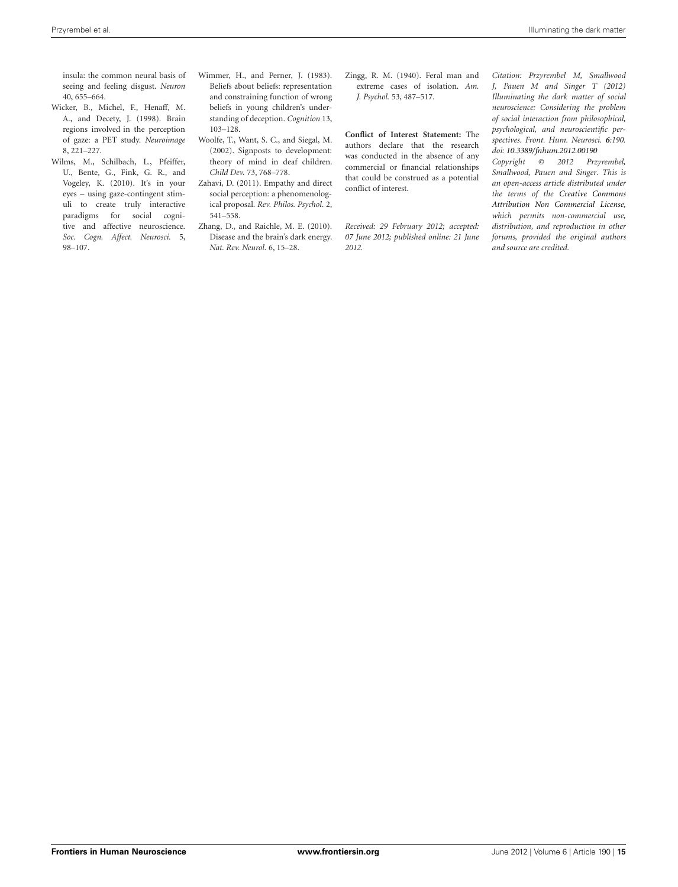insula: the common neural basis of seeing and feeling disgust. *Neuron* 40, 655–664.

Wicker, B., Michel, F., Henaff, M. A., and Decety, J. (1998). Brain regions involved in the perception of gaze: a PET study. *Neuroimage* 8, 221–227.

Wilms, M., Schilbach, L., Pfeiffer, U., Bente, G., Fink, G. R., and Vogeley, K. (2010). It's in your eyes – using gaze-contingent stimuli to create truly interactive paradigms for social cognitive and affective neuroscience. *Soc. Cogn. Affect. Neurosci.* 5, 98–107.

Wimmer, H., and Perner, J. (1983). Beliefs about beliefs: representation and constraining function of wrong beliefs in young children's understanding of deception. *Cognition* 13, 103–128.

Woolfe, T., Want, S. C., and Siegal, M. (2002). Signposts to development: theory of mind in deaf children. *Child Dev.* 73, 768–778.

Zahavi, D. (2011). Empathy and direct social perception: a phenomenological proposal. *Rev. Philos. Psychol.* 2, 541–558.

Zhang, D., and Raichle, M. E. (2010). Disease and the brain's dark energy. *Nat. Rev. Neurol.* 6, 15–28.

Zingg, R. M. (1940). Feral man and extreme cases of isolation. *Am. J. Psychol.* 53, 487–517.

**Conflict of Interest Statement:** The authors declare that the research was conducted in the absence of any commercial or financial relationships that could be construed as a potential conflict of interest.

*Received: 29 February 2012; accepted: 07 June 2012; published online: 21 June 2012.*

*Citation: Przyrembel M, Smallwood J, Pauen M and Singer T (2012) Illuminating the dark matter of social neuroscience: Considering the problem of social interaction from philosophical, psychological, and neuroscientific perspectives. Front. Hum. Neurosci. **6**:190. doi: 10.3389/fnhum.2012.00190*

*Copyright © 2012 Przyrembel, Smallwood, Pauen and Singer. This is an open-access article distributed under the terms of the Creative Commons Attribution Non Commercial License, which permits non-commercial use, distribution, and reproduction in other forums, provided the original authors and source are credited.*